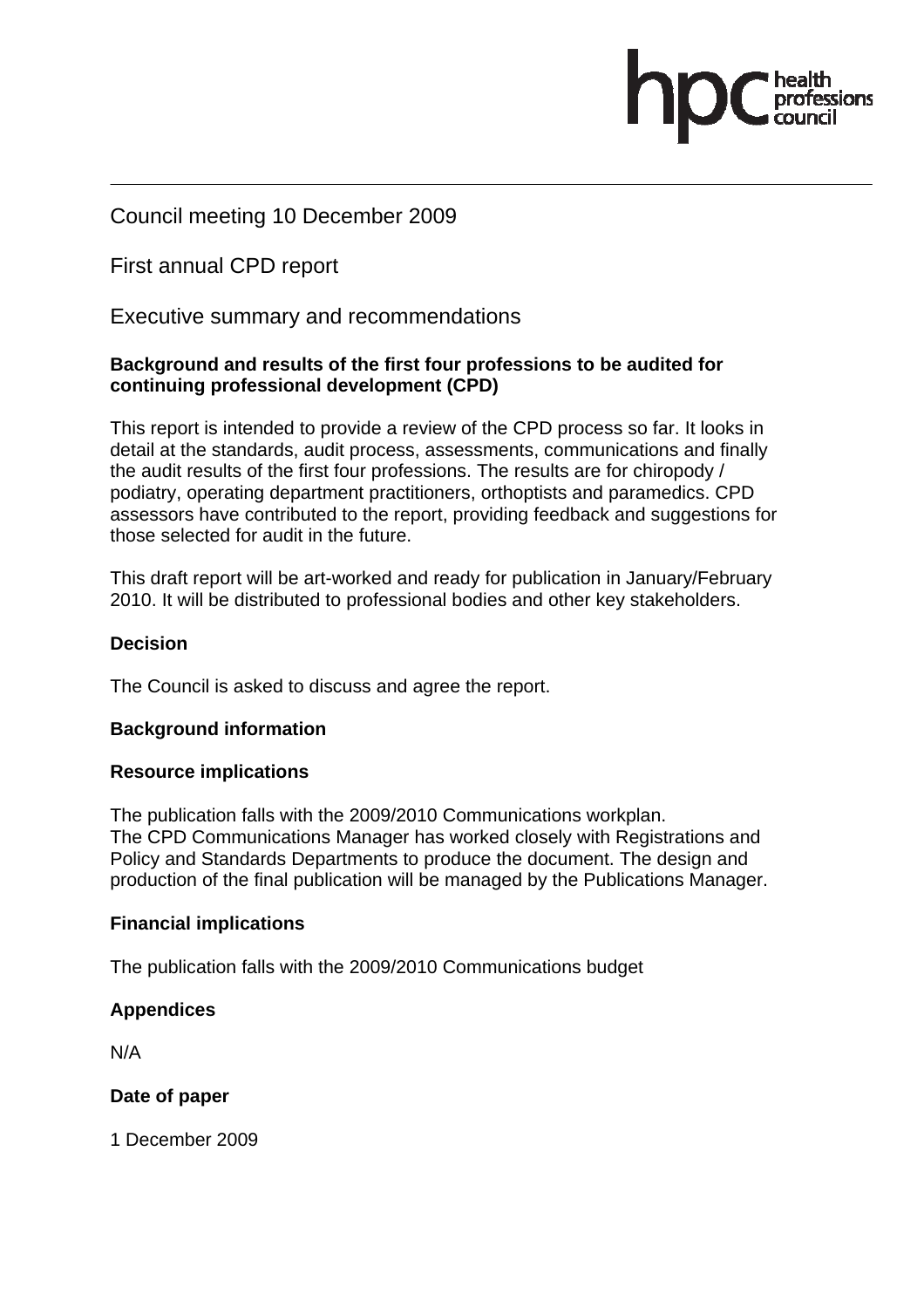Council meeting 10 December 2009

First annual CPD report

Executive summary and recommendations

**Background and results of the first four professions to be audited for continuing professional development (CPD)**

This report is intended to provide a review of the CPD process so far. It looks in detail at the standards, audit process, assessments, communications and finally the audit results of the first four professions. The results are for chiropody / podiatry, operating department practitioners, orthoptists and paramedics. CPD assessors have contributed to the report, providing feedback and suggestions for those selected for audit in the future.

This draft report will be art-worked and ready for publication in January/February 2010. It will be distributed to professional bodies and other key stakeholders.

**Decision**

The Council is asked to discuss and agree the report.

**Background information**

**Resource implications**

The publication falls with the 2009/2010 Communications workplan.
The CPD Communications Manager has worked closely with Registrations and Policy and Standards Departments to produce the document. The design and production of the final publication will be managed by the Publications Manager.

**Financial implications**

The publication falls with the 2009/2010 Communications budget

**Appendices**

N/A

**Date of paper**

1 December 2009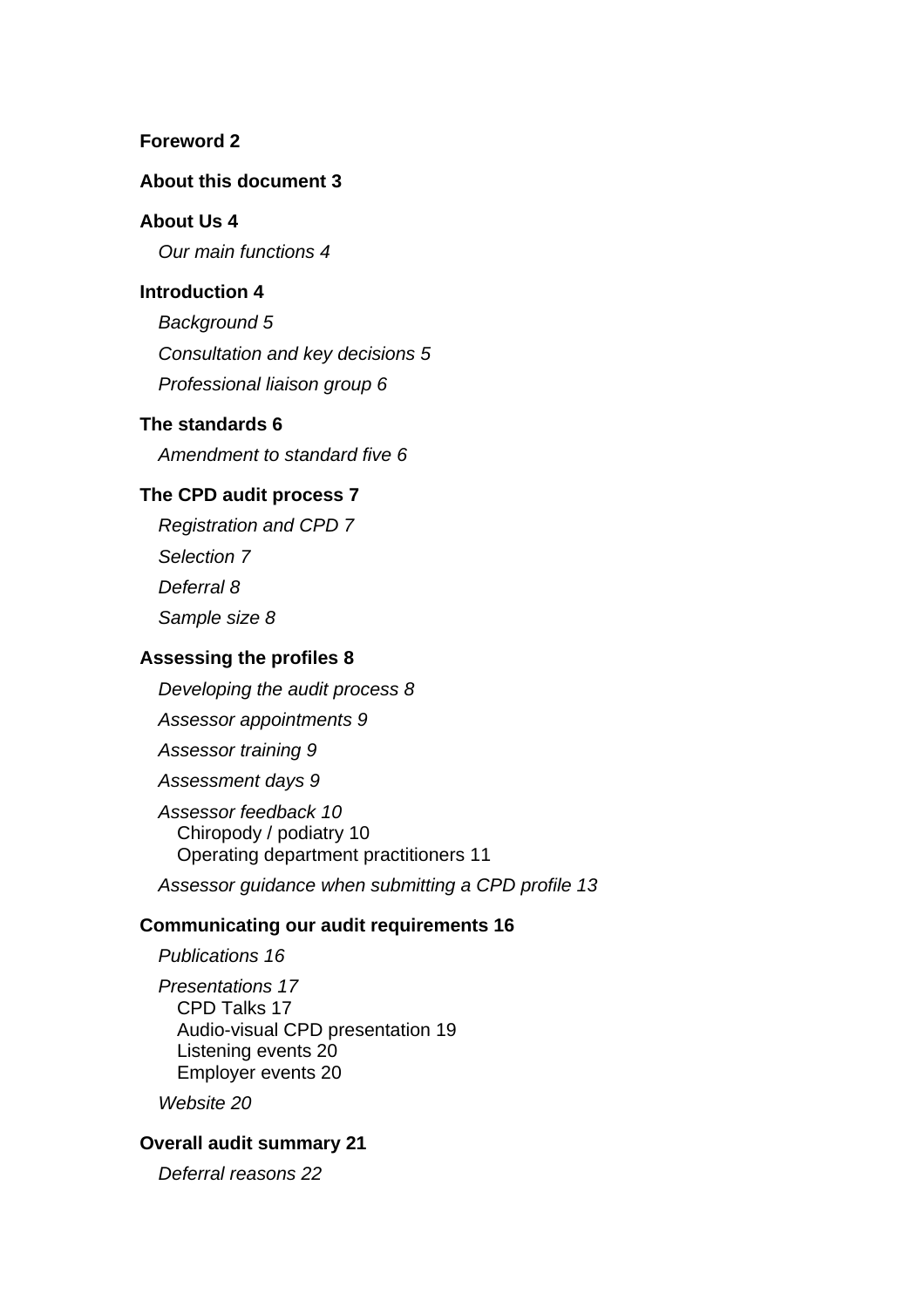**Foreword 2**

**About this document 3**

**About Us 4**

*Our main functions 4*

**Introduction 4**

*Background 5*

*Consultation and key decisions 5*

*Professional liaison group 6*

**The standards 6**

*Amendment to standard five 6*

**The CPD audit process 7**

*Registration and CPD 7*

*Selection 7*

*Deferral 8*

*Sample size 8*

**Assessing the profiles 8**

*Developing the audit process 8*

*Assessor appointments 9*

*Assessor training 9*

*Assessment days 9*

*Assessor feedback 10*

Chiropody / podiatry 10

Operating department practitioners 11

*Assessor guidance when submitting a CPD profile 13*

**Communicating our audit requirements 16**

*Publications 16*

*Presentations 17*

CPD Talks 17

Audio-visual CPD presentation 19

Listening events 20

Employer events 20

*Website 20*

**Overall audit summary 21**

*Deferral reasons 22*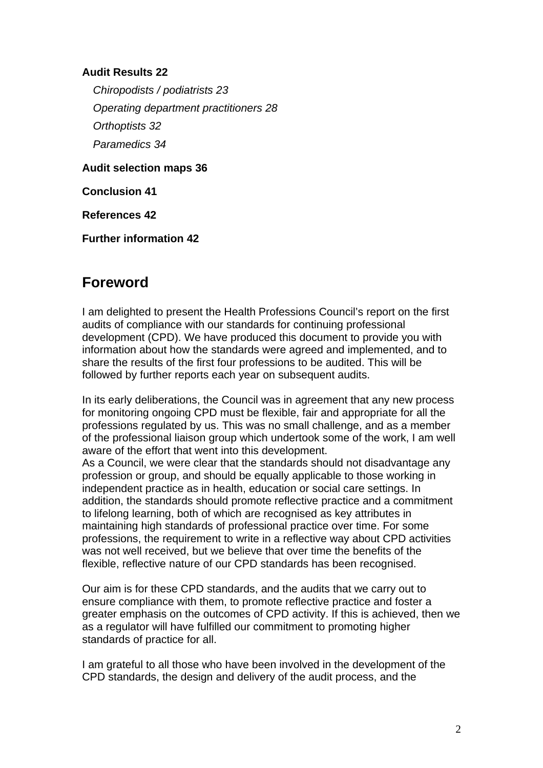**Audit Results 22**

*Chiropodists / podiatrists 23*

*Operating department practitioners 28*

*Orthoptists 32*

*Paramedics 34*

**Audit selection maps 36**

**Conclusion 41**

**References 42**

**Further information 42**

## Foreword

I am delighted to present the Health Professions Council's report on the first audits of compliance with our standards for continuing professional development (CPD). We have produced this document to provide you with information about how the standards were agreed and implemented, and to share the results of the first four professions to be audited. This will be followed by further reports each year on subsequent audits.

In its early deliberations, the Council was in agreement that any new process for monitoring ongoing CPD must be flexible, fair and appropriate for all the professions regulated by us. This was no small challenge, and as a member of the professional liaison group which undertook some of the work, I am well aware of the effort that went into this development.
As a Council, we were clear that the standards should not disadvantage any profession or group, and should be equally applicable to those working in independent practice as in health, education or social care settings. In addition, the standards should promote reflective practice and a commitment to lifelong learning, both of which are recognised as key attributes in maintaining high standards of professional practice over time. For some professions, the requirement to write in a reflective way about CPD activities was not well received, but we believe that over time the benefits of the flexible, reflective nature of our CPD standards has been recognised.

Our aim is for these CPD standards, and the audits that we carry out to ensure compliance with them, to promote reflective practice and foster a greater emphasis on the outcomes of CPD activity. If this is achieved, then we as a regulator will have fulfilled our commitment to promoting higher standards of practice for all.

I am grateful to all those who have been involved in the development of the CPD standards, the design and delivery of the audit process, and the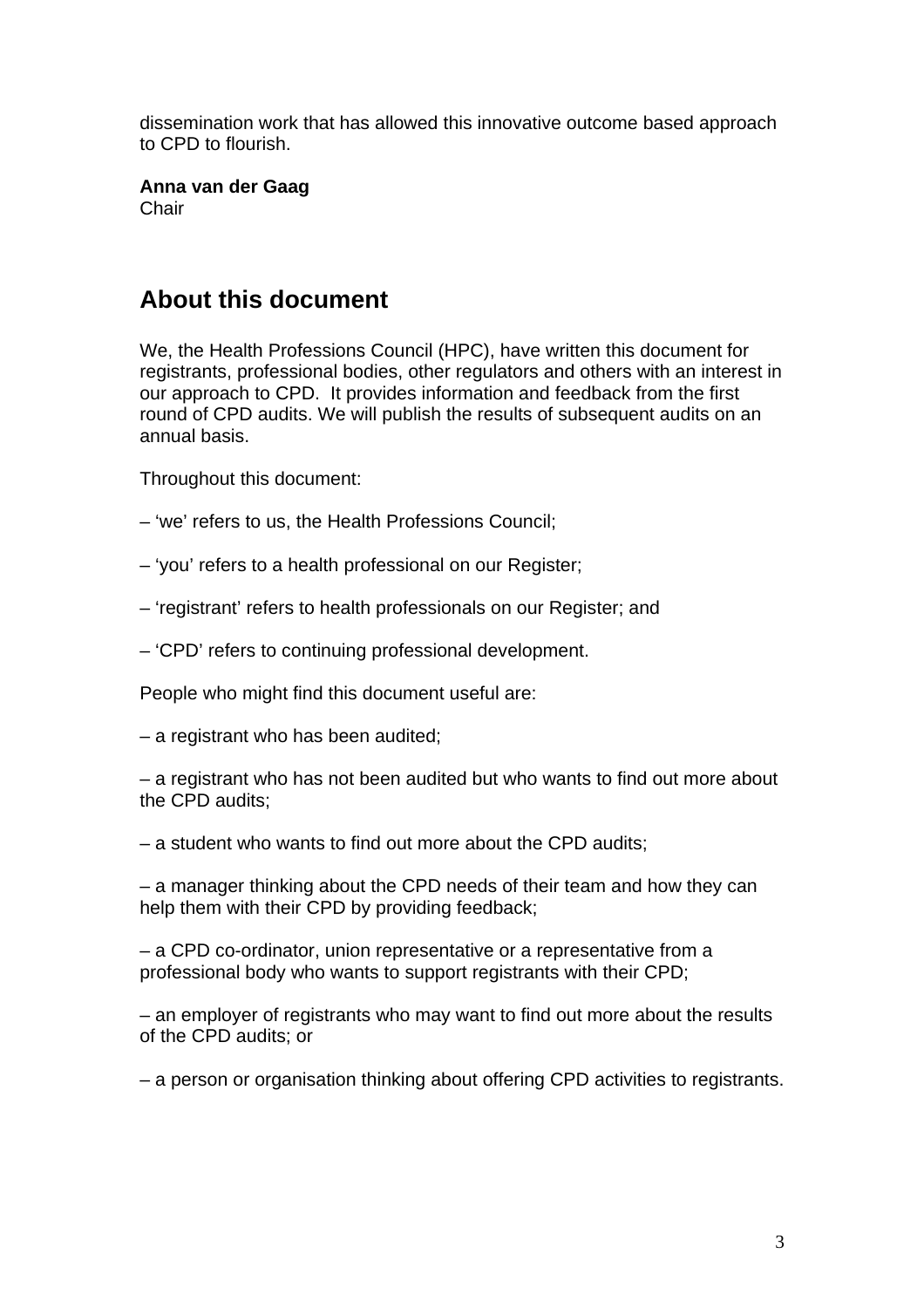dissemination work that has allowed this innovative outcome based approach to CPD to flourish.

**Anna van der Gaag**
Chair

## About this document

We, the Health Professions Council (HPC), have written this document for registrants, professional bodies, other regulators and others with an interest in our approach to CPD. It provides information and feedback from the first round of CPD audits. We will publish the results of subsequent audits on an annual basis.

Throughout this document:

– 'we' refers to us, the Health Professions Council;

– 'you' refers to a health professional on our Register;

– 'registrant' refers to health professionals on our Register; and

– 'CPD' refers to continuing professional development.

People who might find this document useful are:

– a registrant who has been audited;

– a registrant who has not been audited but who wants to find out more about the CPD audits;

– a student who wants to find out more about the CPD audits;

– a manager thinking about the CPD needs of their team and how they can help them with their CPD by providing feedback;

– a CPD co-ordinator, union representative or a representative from a professional body who wants to support registrants with their CPD;

– an employer of registrants who may want to find out more about the results of the CPD audits; or

– a person or organisation thinking about offering CPD activities to registrants.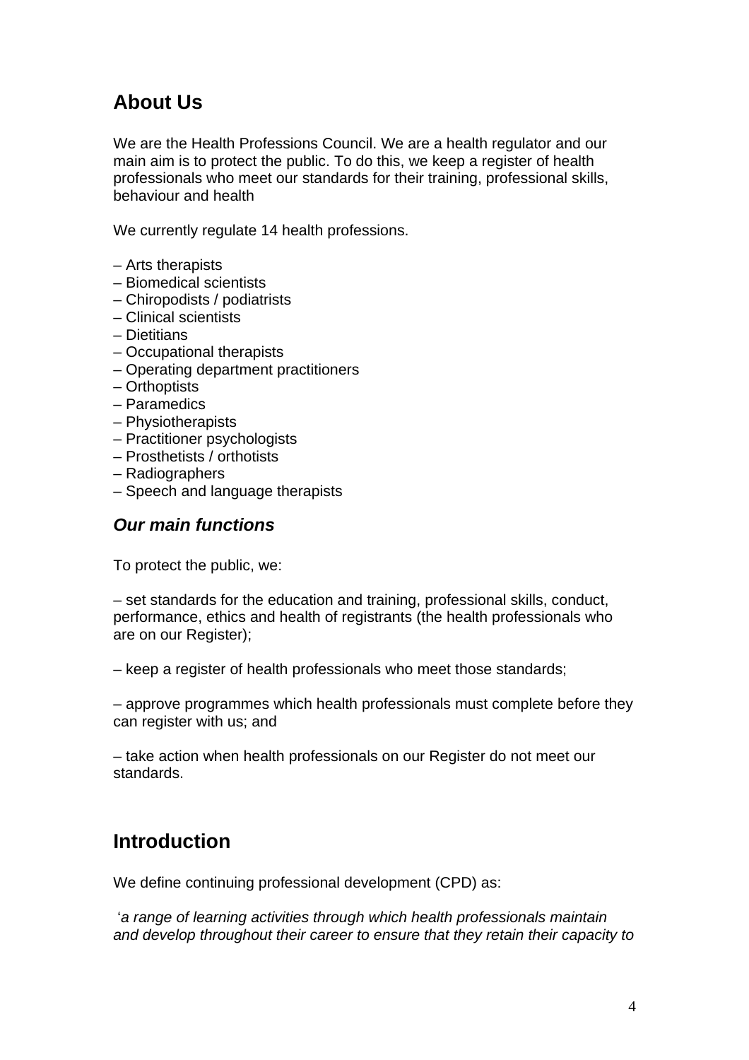## About Us

We are the Health Professions Council. We are a health regulator and our main aim is to protect the public. To do this, we keep a register of health professionals who meet our standards for their training, professional skills, behaviour and health

We currently regulate 14 health professions.

– Arts therapists
– Biomedical scientists
– Chiropodists / podiatrists
– Clinical scientists
– Dietitians
– Occupational therapists
– Operating department practitioners
– Orthoptists
– Paramedics
– Physiotherapists
– Practitioner psychologists
– Prosthetists / orthotists
– Radiographers
– Speech and language therapists

### *Our main functions*

To protect the public, we:

– set standards for the education and training, professional skills, conduct, performance, ethics and health of registrants (the health professionals who are on our Register);

– keep a register of health professionals who meet those standards;

– approve programmes which health professionals must complete before they can register with us; and

– take action when health professionals on our Register do not meet our standards.

## Introduction

We define continuing professional development (CPD) as:

'*a range of learning activities through which health professionals maintain and develop throughout their career to ensure that they retain their capacity to*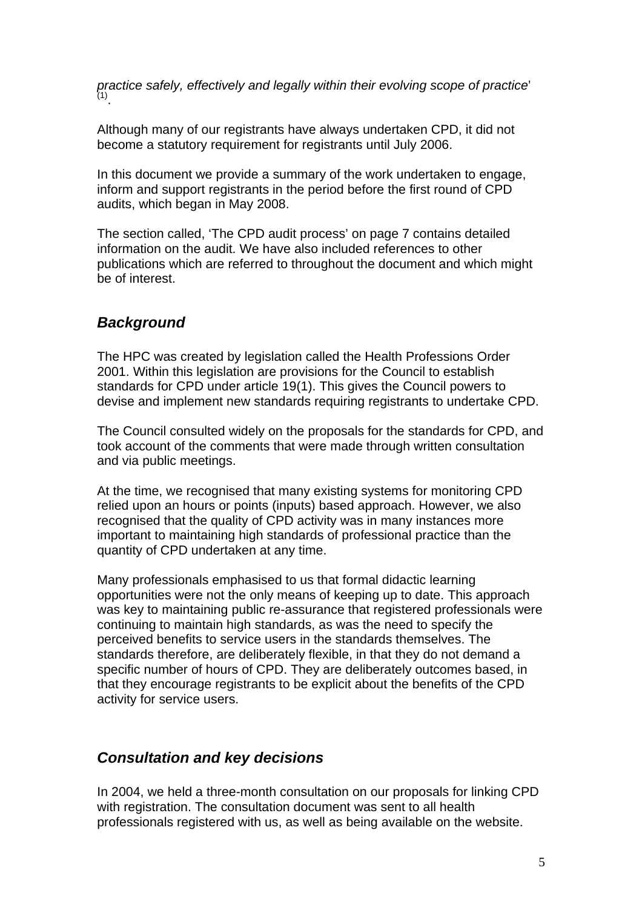*practice safely, effectively and legally within their evolving scope of practice*' [1].

Although many of our registrants have always undertaken CPD, it did not become a statutory requirement for registrants until July 2006.

In this document we provide a summary of the work undertaken to engage, inform and support registrants in the period before the first round of CPD audits, which began in May 2008.

The section called, 'The CPD audit process' on page 7 contains detailed information on the audit. We have also included references to other publications which are referred to throughout the document and which might be of interest.

## *Background*

The HPC was created by legislation called the Health Professions Order 2001. Within this legislation are provisions for the Council to establish standards for CPD under article 19(1). This gives the Council powers to devise and implement new standards requiring registrants to undertake CPD.

The Council consulted widely on the proposals for the standards for CPD, and took account of the comments that were made through written consultation and via public meetings.

At the time, we recognised that many existing systems for monitoring CPD relied upon an hours or points (inputs) based approach. However, we also recognised that the quality of CPD activity was in many instances more important to maintaining high standards of professional practice than the quantity of CPD undertaken at any time.

Many professionals emphasised to us that formal didactic learning opportunities were not the only means of keeping up to date. This approach was key to maintaining public re-assurance that registered professionals were continuing to maintain high standards, as was the need to specify the perceived benefits to service users in the standards themselves. The standards therefore, are deliberately flexible, in that they do not demand a specific number of hours of CPD. They are deliberately outcomes based, in that they encourage registrants to be explicit about the benefits of the CPD activity for service users.

## *Consultation and key decisions*

In 2004, we held a three-month consultation on our proposals for linking CPD with registration. The consultation document was sent to all health professionals registered with us, as well as being available on the website.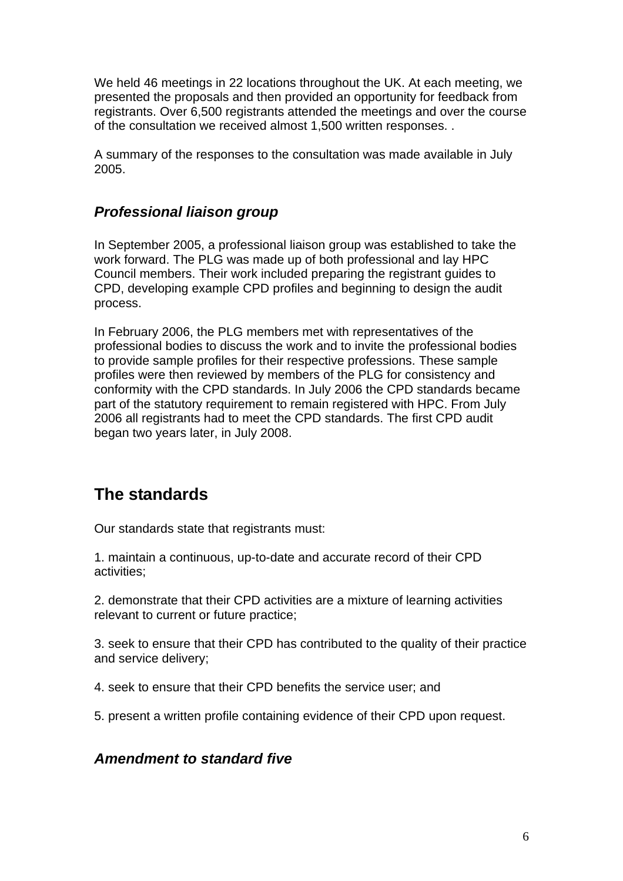We held 46 meetings in 22 locations throughout the UK. At each meeting, we presented the proposals and then provided an opportunity for feedback from registrants. Over 6,500 registrants attended the meetings and over the course of the consultation we received almost 1,500 written responses. .

A summary of the responses to the consultation was made available in July 2005.

### *Professional liaison group*

In September 2005, a professional liaison group was established to take the work forward. The PLG was made up of both professional and lay HPC Council members. Their work included preparing the registrant guides to CPD, developing example CPD profiles and beginning to design the audit process.

In February 2006, the PLG members met with representatives of the professional bodies to discuss the work and to invite the professional bodies to provide sample profiles for their respective professions. These sample profiles were then reviewed by members of the PLG for consistency and conformity with the CPD standards. In July 2006 the CPD standards became part of the statutory requirement to remain registered with HPC. From July 2006 all registrants had to meet the CPD standards. The first CPD audit began two years later, in July 2008.

## The standards

Our standards state that registrants must:

1. maintain a continuous, up-to-date and accurate record of their CPD activities;

2. demonstrate that their CPD activities are a mixture of learning activities relevant to current or future practice;

3. seek to ensure that their CPD has contributed to the quality of their practice and service delivery;

4. seek to ensure that their CPD benefits the service user; and

5. present a written profile containing evidence of their CPD upon request.

### *Amendment to standard five*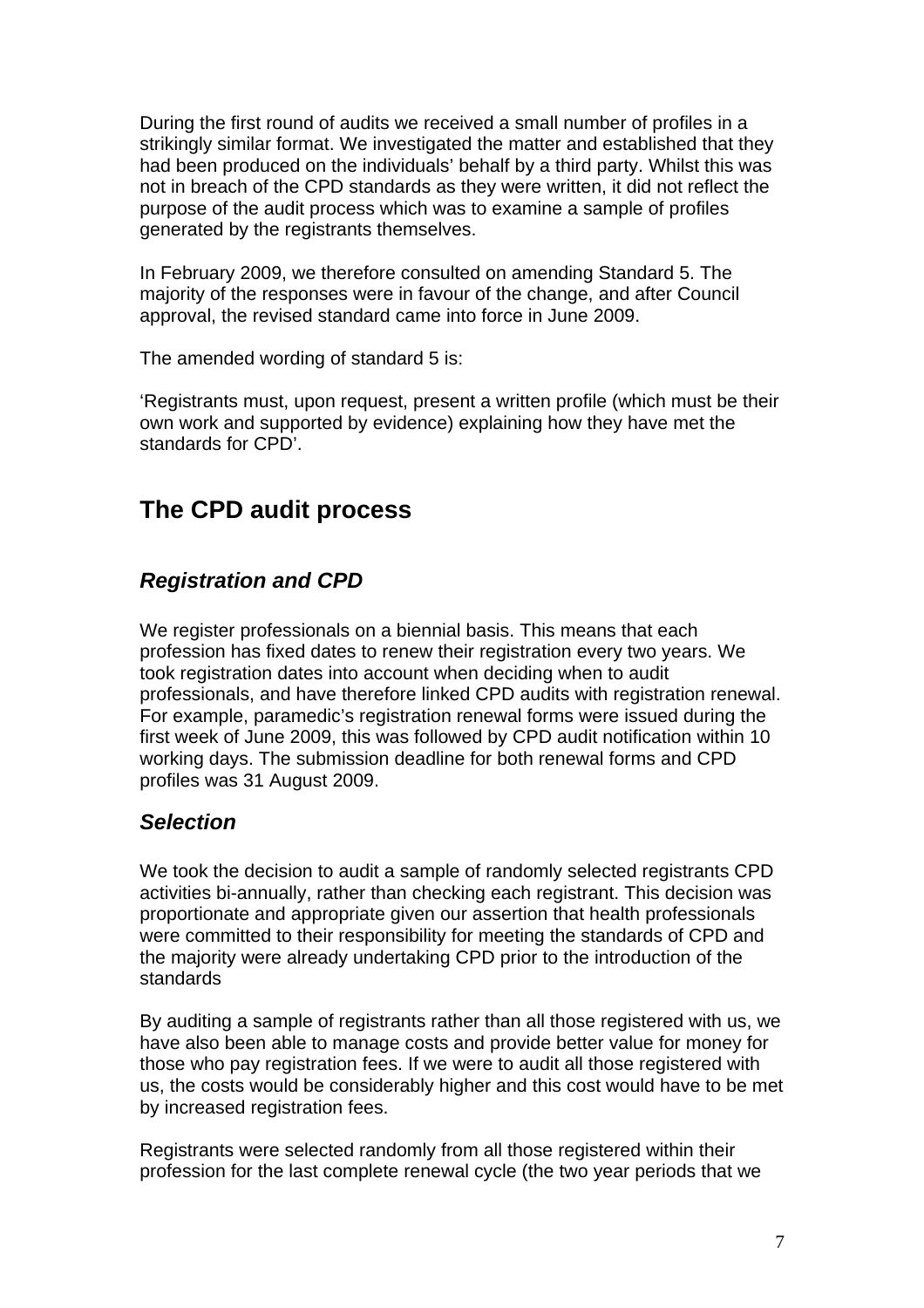During the first round of audits we received a small number of profiles in a strikingly similar format. We investigated the matter and established that they had been produced on the individuals' behalf by a third party. Whilst this was not in breach of the CPD standards as they were written, it did not reflect the purpose of the audit process which was to examine a sample of profiles generated by the registrants themselves.

In February 2009, we therefore consulted on amending Standard 5. The majority of the responses were in favour of the change, and after Council approval, the revised standard came into force in June 2009.

The amended wording of standard 5 is:

'Registrants must, upon request, present a written profile (which must be their own work and supported by evidence) explaining how they have met the standards for CPD'.

## The CPD audit process

### *Registration and CPD*

We register professionals on a biennial basis. This means that each profession has fixed dates to renew their registration every two years. We took registration dates into account when deciding when to audit professionals, and have therefore linked CPD audits with registration renewal. For example, paramedic's registration renewal forms were issued during the first week of June 2009, this was followed by CPD audit notification within 10 working days. The submission deadline for both renewal forms and CPD profiles was 31 August 2009.

### *Selection*

We took the decision to audit a sample of randomly selected registrants CPD activities bi-annually, rather than checking each registrant. This decision was proportionate and appropriate given our assertion that health professionals were committed to their responsibility for meeting the standards of CPD and the majority were already undertaking CPD prior to the introduction of the standards

By auditing a sample of registrants rather than all those registered with us, we have also been able to manage costs and provide better value for money for those who pay registration fees. If we were to audit all those registered with us, the costs would be considerably higher and this cost would have to be met by increased registration fees.

Registrants were selected randomly from all those registered within their profession for the last complete renewal cycle (the two year periods that we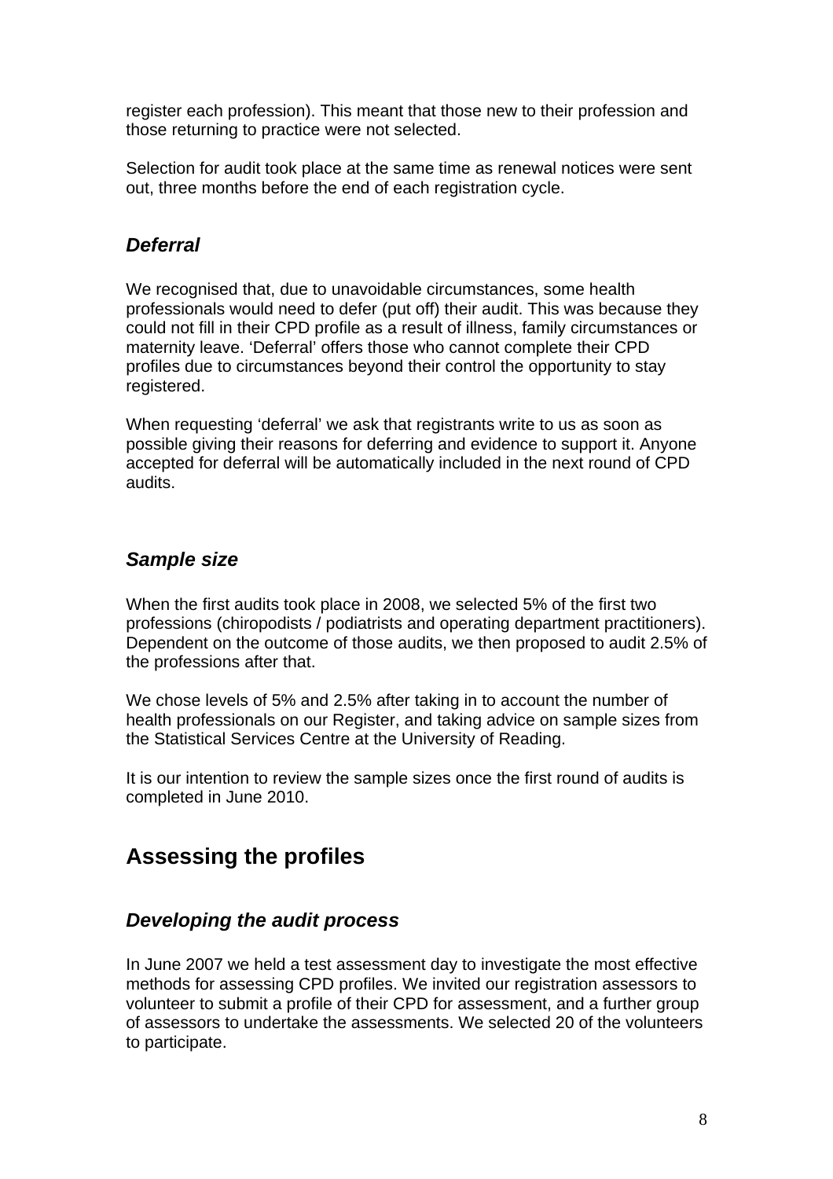register each profession). This meant that those new to their profession and those returning to practice were not selected.

Selection for audit took place at the same time as renewal notices were sent out, three months before the end of each registration cycle.

### *Deferral*

We recognised that, due to unavoidable circumstances, some health professionals would need to defer (put off) their audit. This was because they could not fill in their CPD profile as a result of illness, family circumstances or maternity leave. 'Deferral' offers those who cannot complete their CPD profiles due to circumstances beyond their control the opportunity to stay registered.

When requesting 'deferral' we ask that registrants write to us as soon as possible giving their reasons for deferring and evidence to support it. Anyone accepted for deferral will be automatically included in the next round of CPD audits.

### *Sample size*

When the first audits took place in 2008, we selected 5% of the first two professions (chiropodists / podiatrists and operating department practitioners). Dependent on the outcome of those audits, we then proposed to audit 2.5% of the professions after that.

We chose levels of 5% and 2.5% after taking in to account the number of health professionals on our Register, and taking advice on sample sizes from the Statistical Services Centre at the University of Reading.

It is our intention to review the sample sizes once the first round of audits is completed in June 2010.

## Assessing the profiles

### *Developing the audit process*

In June 2007 we held a test assessment day to investigate the most effective methods for assessing CPD profiles. We invited our registration assessors to volunteer to submit a profile of their CPD for assessment, and a further group of assessors to undertake the assessments. We selected 20 of the volunteers to participate.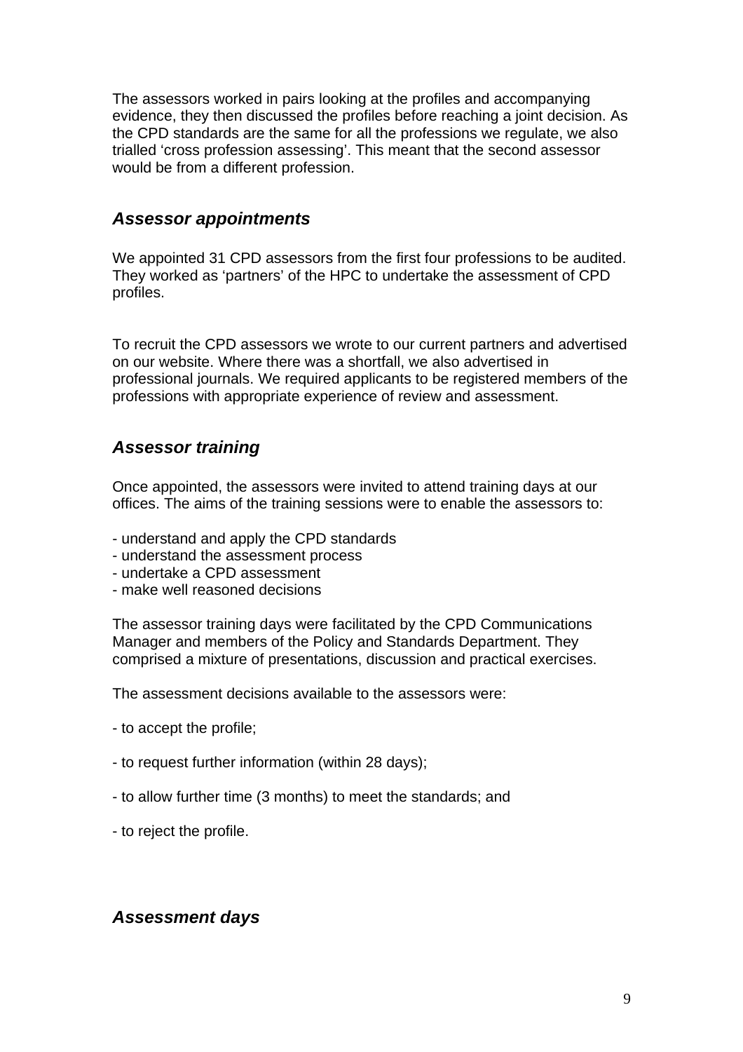The assessors worked in pairs looking at the profiles and accompanying evidence, they then discussed the profiles before reaching a joint decision. As the CPD standards are the same for all the professions we regulate, we also trialled 'cross profession assessing'. This meant that the second assessor would be from a different profession.

### *Assessor appointments*

We appointed 31 CPD assessors from the first four professions to be audited. They worked as 'partners' of the HPC to undertake the assessment of CPD profiles.

To recruit the CPD assessors we wrote to our current partners and advertised on our website. Where there was a shortfall, we also advertised in professional journals. We required applicants to be registered members of the professions with appropriate experience of review and assessment.

### *Assessor training*

Once appointed, the assessors were invited to attend training days at our offices. The aims of the training sessions were to enable the assessors to:

- understand and apply the CPD standards
- understand the assessment process
- undertake a CPD assessment
- make well reasoned decisions

The assessor training days were facilitated by the CPD Communications Manager and members of the Policy and Standards Department. They comprised a mixture of presentations, discussion and practical exercises.

The assessment decisions available to the assessors were:

- to accept the profile;
- to request further information (within 28 days);
- to allow further time (3 months) to meet the standards; and
- to reject the profile.

### *Assessment days*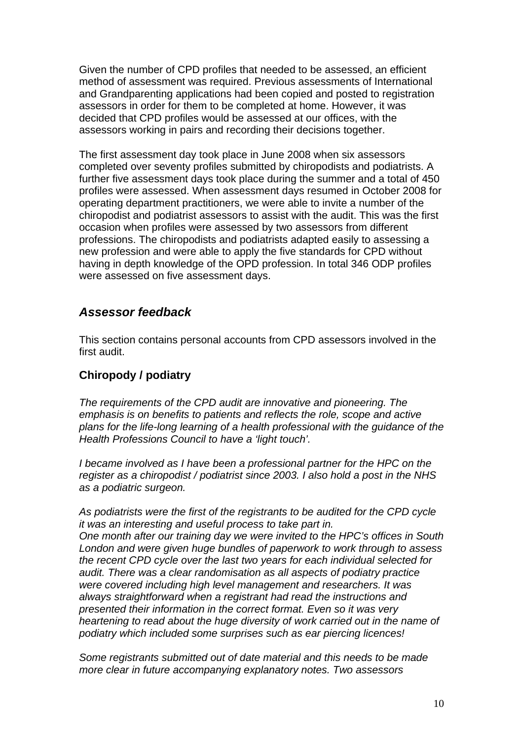Given the number of CPD profiles that needed to be assessed, an efficient method of assessment was required. Previous assessments of International and Grandparenting applications had been copied and posted to registration assessors in order for them to be completed at home. However, it was decided that CPD profiles would be assessed at our offices, with the assessors working in pairs and recording their decisions together.

The first assessment day took place in June 2008 when six assessors completed over seventy profiles submitted by chiropodists and podiatrists. A further five assessment days took place during the summer and a total of 450 profiles were assessed. When assessment days resumed in October 2008 for operating department practitioners, we were able to invite a number of the chiropodist and podiatrist assessors to assist with the audit. This was the first occasion when profiles were assessed by two assessors from different professions. The chiropodists and podiatrists adapted easily to assessing a new profession and were able to apply the five standards for CPD without having in depth knowledge of the OPD profession. In total 346 ODP profiles were assessed on five assessment days.

## *Assessor feedback*

This section contains personal accounts from CPD assessors involved in the first audit.

### Chiropody / podiatry

*The requirements of the CPD audit are innovative and pioneering. The emphasis is on benefits to patients and reflects the role, scope and active plans for the life-long learning of a health professional with the guidance of the Health Professions Council to have a 'light touch'.*

*I became involved as I have been a professional partner for the HPC on the register as a chiropodist / podiatrist since 2003. I also hold a post in the NHS as a podiatric surgeon.*

*As podiatrists were the first of the registrants to be audited for the CPD cycle it was an interesting and useful process to take part in.*
*One month after our training day we were invited to the HPC's offices in South London and were given huge bundles of paperwork to work through to assess the recent CPD cycle over the last two years for each individual selected for audit. There was a clear randomisation as all aspects of podiatry practice were covered including high level management and researchers. It was always straightforward when a registrant had read the instructions and presented their information in the correct format. Even so it was very heartening to read about the huge diversity of work carried out in the name of podiatry which included some surprises such as ear piercing licences!*

*Some registrants submitted out of date material and this needs to be made more clear in future accompanying explanatory notes. Two assessors*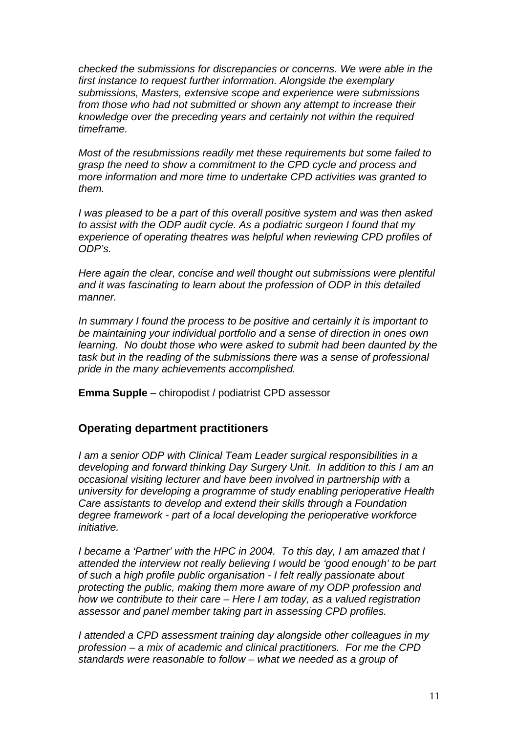*checked the submissions for discrepancies or concerns. We were able in the first instance to request further information. Alongside the exemplary submissions, Masters, extensive scope and experience were submissions from those who had not submitted or shown any attempt to increase their knowledge over the preceding years and certainly not within the required timeframe.*

*Most of the resubmissions readily met these requirements but some failed to grasp the need to show a commitment to the CPD cycle and process and more information and more time to undertake CPD activities was granted to them.*

*I was pleased to be a part of this overall positive system and was then asked to assist with the ODP audit cycle. As a podiatric surgeon I found that my experience of operating theatres was helpful when reviewing CPD profiles of ODP's.*

*Here again the clear, concise and well thought out submissions were plentiful and it was fascinating to learn about the profession of ODP in this detailed manner.*

*In summary I found the process to be positive and certainly it is important to be maintaining your individual portfolio and a sense of direction in ones own learning. No doubt those who were asked to submit had been daunted by the task but in the reading of the submissions there was a sense of professional pride in the many achievements accomplished.*

**Emma Supple** – chiropodist / podiatrist CPD assessor

### Operating department practitioners

*I am a senior ODP with Clinical Team Leader surgical responsibilities in a developing and forward thinking Day Surgery Unit. In addition to this I am an occasional visiting lecturer and have been involved in partnership with a university for developing a programme of study enabling perioperative Health Care assistants to develop and extend their skills through a Foundation degree framework - part of a local developing the perioperative workforce initiative.*

*I became a 'Partner' with the HPC in 2004. To this day, I am amazed that I attended the interview not really believing I would be 'good enough' to be part of such a high profile public organisation - I felt really passionate about protecting the public, making them more aware of my ODP profession and how we contribute to their care – Here I am today, as a valued registration assessor and panel member taking part in assessing CPD profiles.*

*I attended a CPD assessment training day alongside other colleagues in my profession – a mix of academic and clinical practitioners. For me the CPD standards were reasonable to follow – what we needed as a group of*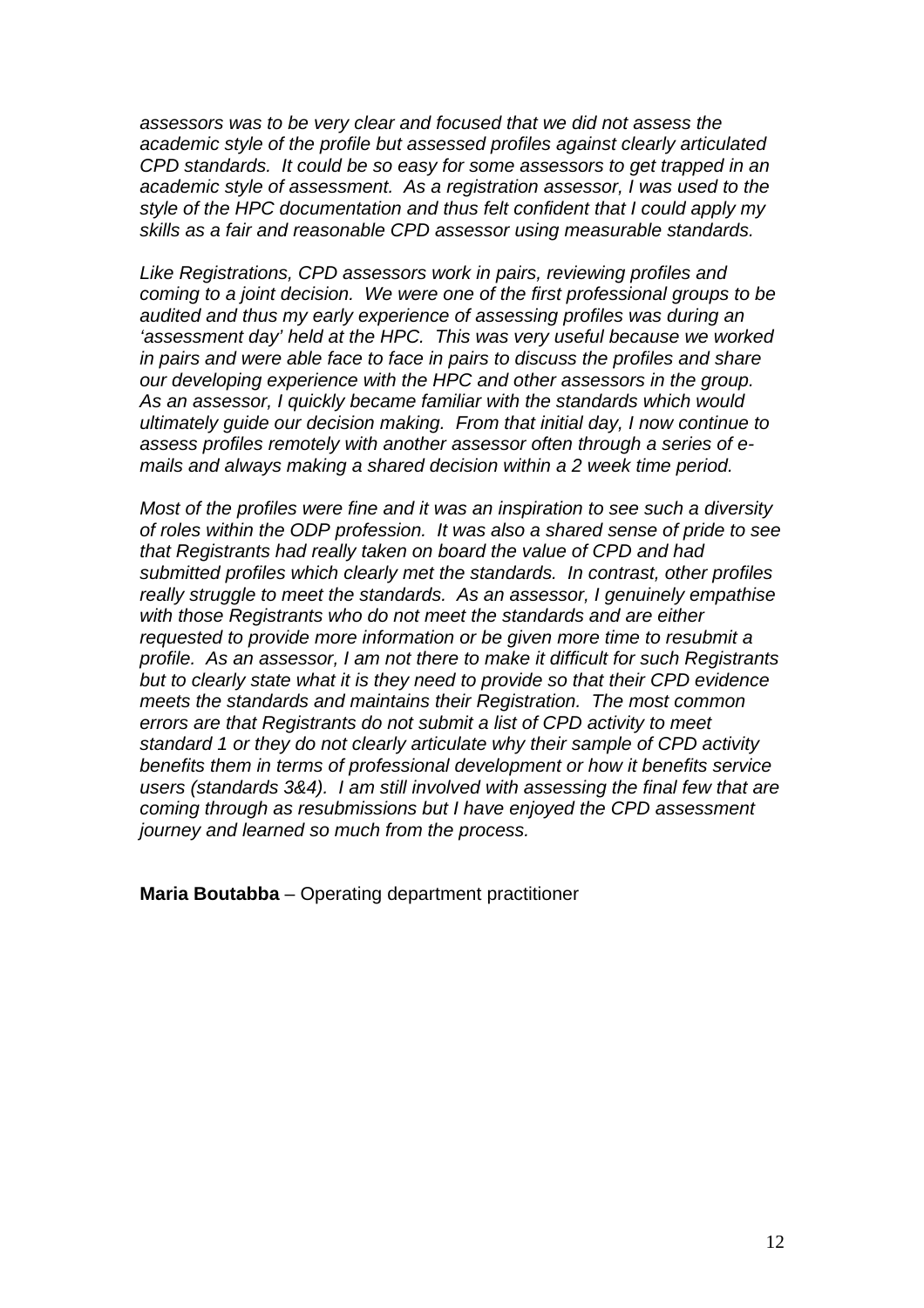*assessors was to be very clear and focused that we did not assess the academic style of the profile but assessed profiles against clearly articulated CPD standards. It could be so easy for some assessors to get trapped in an academic style of assessment. As a registration assessor, I was used to the style of the HPC documentation and thus felt confident that I could apply my skills as a fair and reasonable CPD assessor using measurable standards.*

*Like Registrations, CPD assessors work in pairs, reviewing profiles and coming to a joint decision. We were one of the first professional groups to be audited and thus my early experience of assessing profiles was during an 'assessment day' held at the HPC. This was very useful because we worked in pairs and were able face to face in pairs to discuss the profiles and share our developing experience with the HPC and other assessors in the group. As an assessor, I quickly became familiar with the standards which would ultimately guide our decision making. From that initial day, I now continue to assess profiles remotely with another assessor often through a series of e-mails and always making a shared decision within a 2 week time period.*

*Most of the profiles were fine and it was an inspiration to see such a diversity of roles within the ODP profession. It was also a shared sense of pride to see that Registrants had really taken on board the value of CPD and had submitted profiles which clearly met the standards. In contrast, other profiles really struggle to meet the standards. As an assessor, I genuinely empathise with those Registrants who do not meet the standards and are either requested to provide more information or be given more time to resubmit a profile. As an assessor, I am not there to make it difficult for such Registrants but to clearly state what it is they need to provide so that their CPD evidence meets the standards and maintains their Registration. The most common errors are that Registrants do not submit a list of CPD activity to meet standard 1 or they do not clearly articulate why their sample of CPD activity benefits them in terms of professional development or how it benefits service users (standards 3&4). I am still involved with assessing the final few that are coming through as resubmissions but I have enjoyed the CPD assessment journey and learned so much from the process.*

**Maria Boutabba** – Operating department practitioner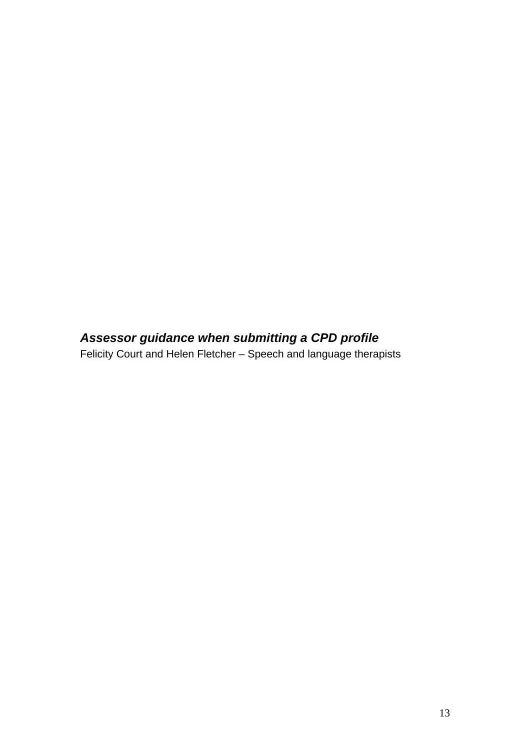***Assessor guidance when submitting a CPD profile***

Felicity Court and Helen Fletcher – Speech and language therapists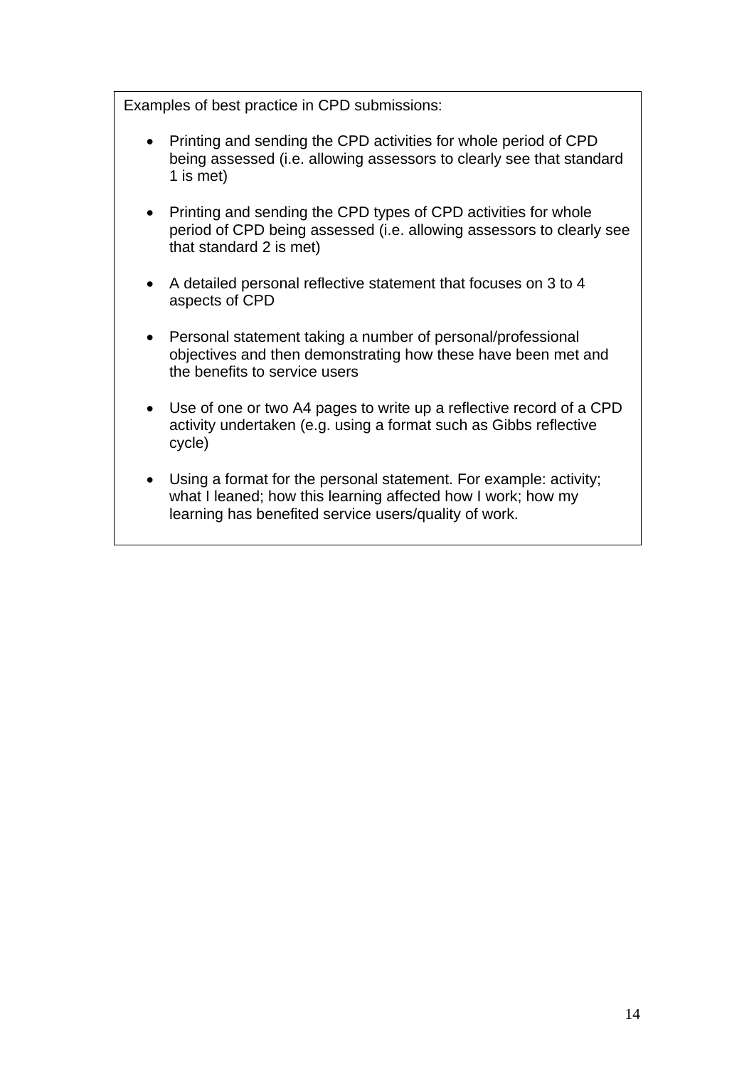Examples of best practice in CPD submissions:

- Printing and sending the CPD activities for whole period of CPD being assessed (i.e. allowing assessors to clearly see that standard 1 is met)

- Printing and sending the CPD types of CPD activities for whole period of CPD being assessed (i.e. allowing assessors to clearly see that standard 2 is met)

- A detailed personal reflective statement that focuses on 3 to 4 aspects of CPD

- Personal statement taking a number of personal/professional objectives and then demonstrating how these have been met and the benefits to service users

- Use of one or two A4 pages to write up a reflective record of a CPD activity undertaken (e.g. using a format such as Gibbs reflective cycle)

- Using a format for the personal statement. For example: activity; what I leaned; how this learning affected how I work; how my learning has benefited service users/quality of work.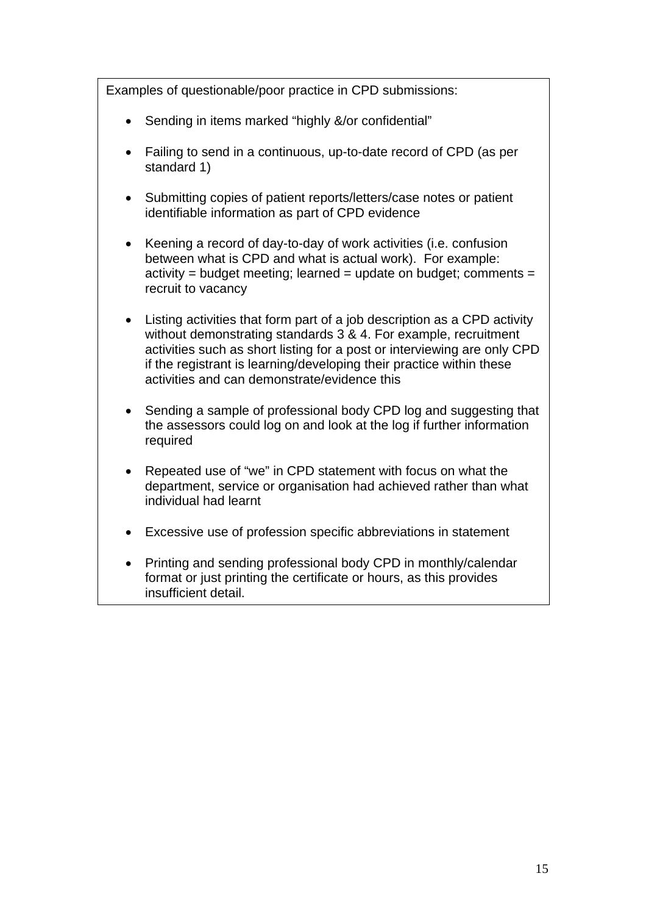Examples of questionable/poor practice in CPD submissions:

- Sending in items marked “highly &/or confidential”
- Failing to send in a continuous, up-to-date record of CPD (as per standard 1)
- Submitting copies of patient reports/letters/case notes or patient identifiable information as part of CPD evidence
- Keening a record of day-to-day of work activities (i.e. confusion between what is CPD and what is actual work). For example: activity = budget meeting; learned = update on budget; comments = recruit to vacancy
- Listing activities that form part of a job description as a CPD activity without demonstrating standards 3 & 4. For example, recruitment activities such as short listing for a post or interviewing are only CPD if the registrant is learning/developing their practice within these activities and can demonstrate/evidence this
- Sending a sample of professional body CPD log and suggesting that the assessors could log on and look at the log if further information required
- Repeated use of “we” in CPD statement with focus on what the department, service or organisation had achieved rather than what individual had learnt
- Excessive use of profession specific abbreviations in statement
- Printing and sending professional body CPD in monthly/calendar format or just printing the certificate or hours, as this provides insufficient detail.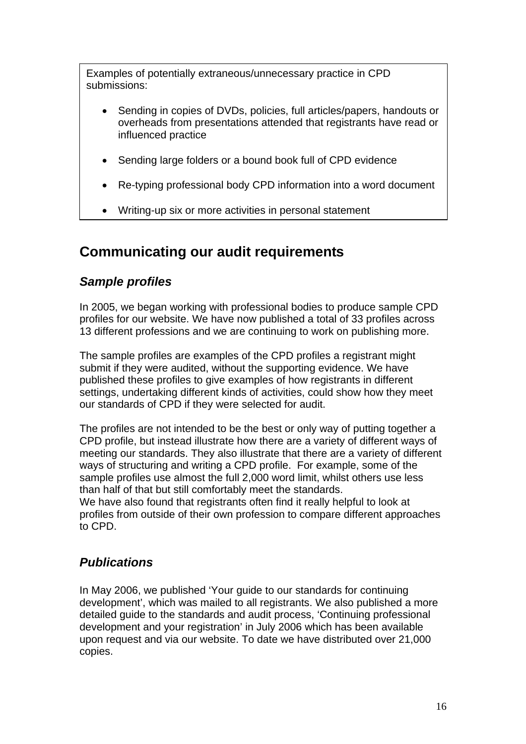Examples of potentially extraneous/unnecessary practice in CPD submissions:

- Sending in copies of DVDs, policies, full articles/papers, handouts or overheads from presentations attended that registrants have read or influenced practice
- Sending large folders or a bound book full of CPD evidence
- Re-typing professional body CPD information into a word document
- Writing-up six or more activities in personal statement

## Communicating our audit requirements

### *Sample profiles*

In 2005, we began working with professional bodies to produce sample CPD profiles for our website. We have now published a total of 33 profiles across 13 different professions and we are continuing to work on publishing more.

The sample profiles are examples of the CPD profiles a registrant might submit if they were audited, without the supporting evidence. We have published these profiles to give examples of how registrants in different settings, undertaking different kinds of activities, could show how they meet our standards of CPD if they were selected for audit.

The profiles are not intended to be the best or only way of putting together a CPD profile, but instead illustrate how there are a variety of different ways of meeting our standards. They also illustrate that there are a variety of different ways of structuring and writing a CPD profile. For example, some of the sample profiles use almost the full 2,000 word limit, whilst others use less than half of that but still comfortably meet the standards.
We have also found that registrants often find it really helpful to look at profiles from outside of their own profession to compare different approaches to CPD.

### *Publications*

In May 2006, we published 'Your guide to our standards for continuing development', which was mailed to all registrants. We also published a more detailed guide to the standards and audit process, 'Continuing professional development and your registration' in July 2006 which has been available upon request and via our website. To date we have distributed over 21,000 copies.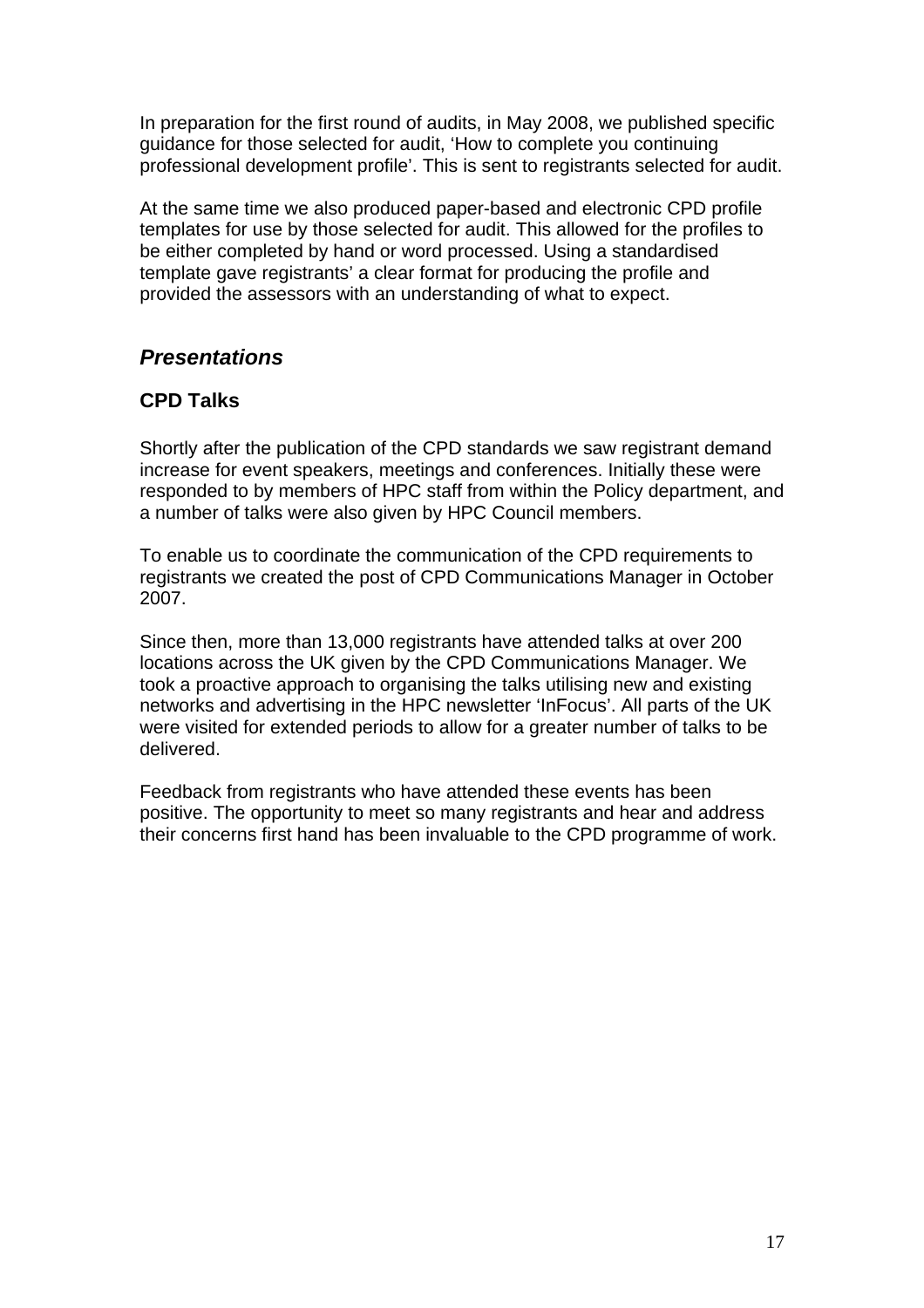In preparation for the first round of audits, in May 2008, we published specific guidance for those selected for audit, 'How to complete you continuing professional development profile'. This is sent to registrants selected for audit.

At the same time we also produced paper-based and electronic CPD profile templates for use by those selected for audit. This allowed for the profiles to be either completed by hand or word processed. Using a standardised template gave registrants' a clear format for producing the profile and provided the assessors with an understanding of what to expect.

## *Presentations*

### CPD Talks

Shortly after the publication of the CPD standards we saw registrant demand increase for event speakers, meetings and conferences. Initially these were responded to by members of HPC staff from within the Policy department, and a number of talks were also given by HPC Council members.

To enable us to coordinate the communication of the CPD requirements to registrants we created the post of CPD Communications Manager in October 2007.

Since then, more than 13,000 registrants have attended talks at over 200 locations across the UK given by the CPD Communications Manager. We took a proactive approach to organising the talks utilising new and existing networks and advertising in the HPC newsletter 'InFocus'. All parts of the UK were visited for extended periods to allow for a greater number of talks to be delivered.

Feedback from registrants who have attended these events has been positive. The opportunity to meet so many registrants and hear and address their concerns first hand has been invaluable to the CPD programme of work.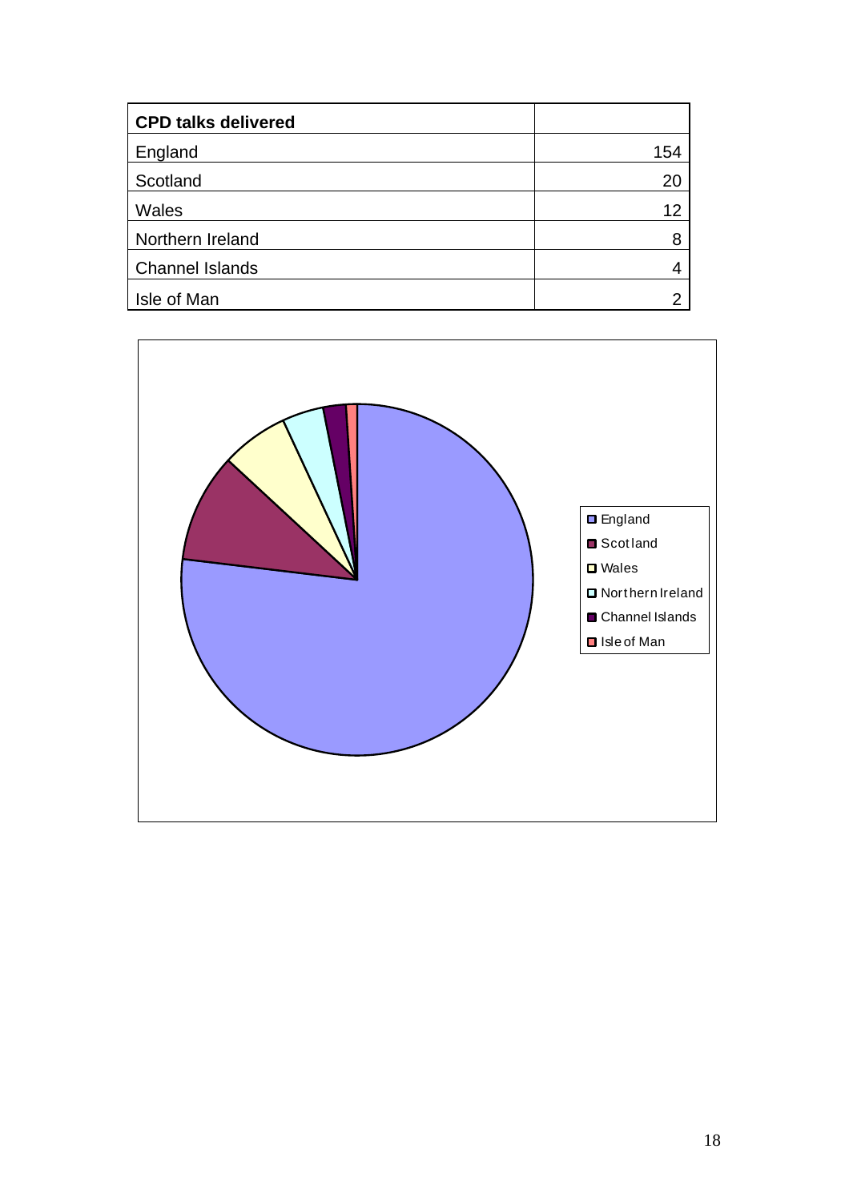| CPD talks delivered | |
|---|---|
| England | 154 |
| Scotland | 20 |
| Wales | 12 |
| Northern Ireland | 8 |
| Channel Islands | 4 |
| Isle of Man | 2 |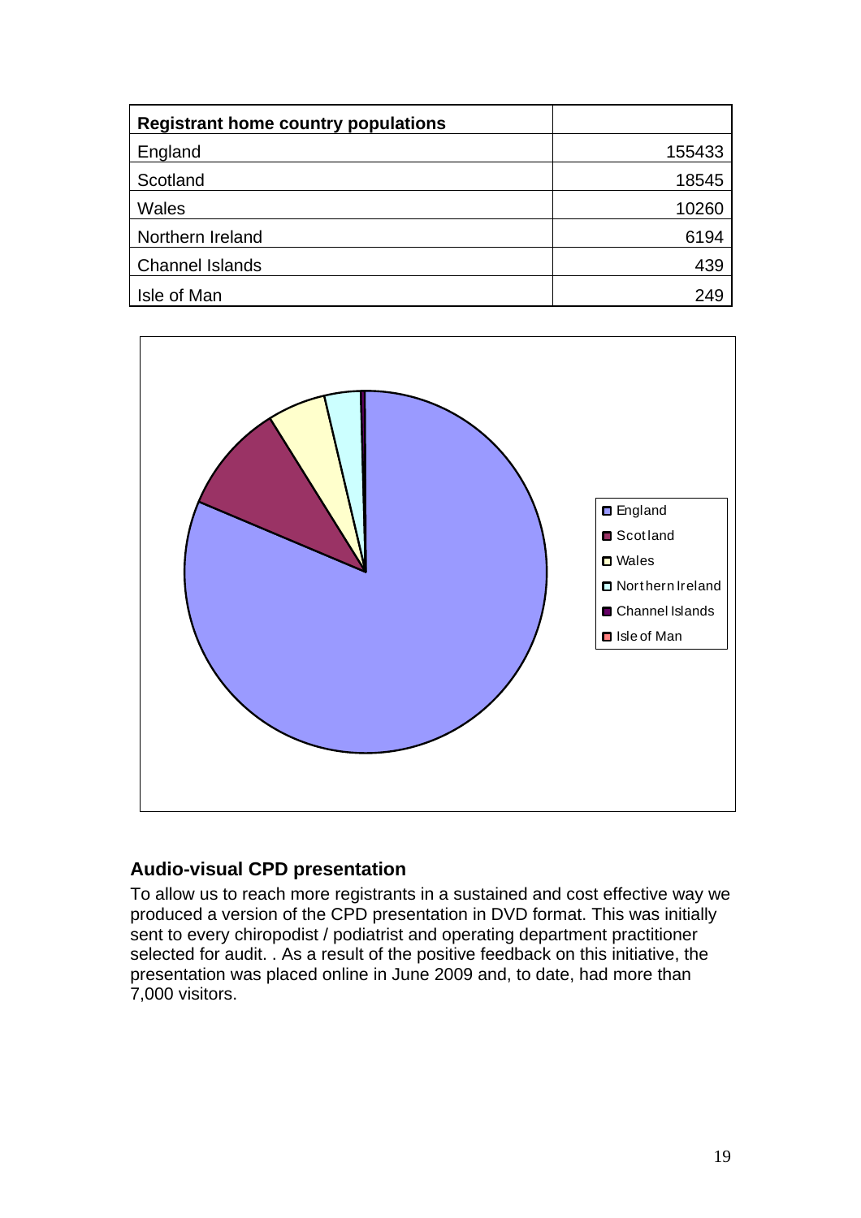| Registrant home country populations | |
|---|---|
| England | 155433 |
| Scotland | 18545 |
| Wales | 10260 |
| Northern Ireland | 6194 |
| Channel Islands | 439 |
| Isle of Man | 249 |

## Audio-visual CPD presentation

To allow us to reach more registrants in a sustained and cost effective way we produced a version of the CPD presentation in DVD format. This was initially sent to every chiropodist / podiatrist and operating department practitioner selected for audit. . As a result of the positive feedback on this initiative, the presentation was placed online in June 2009 and, to date, had more than 7,000 visitors.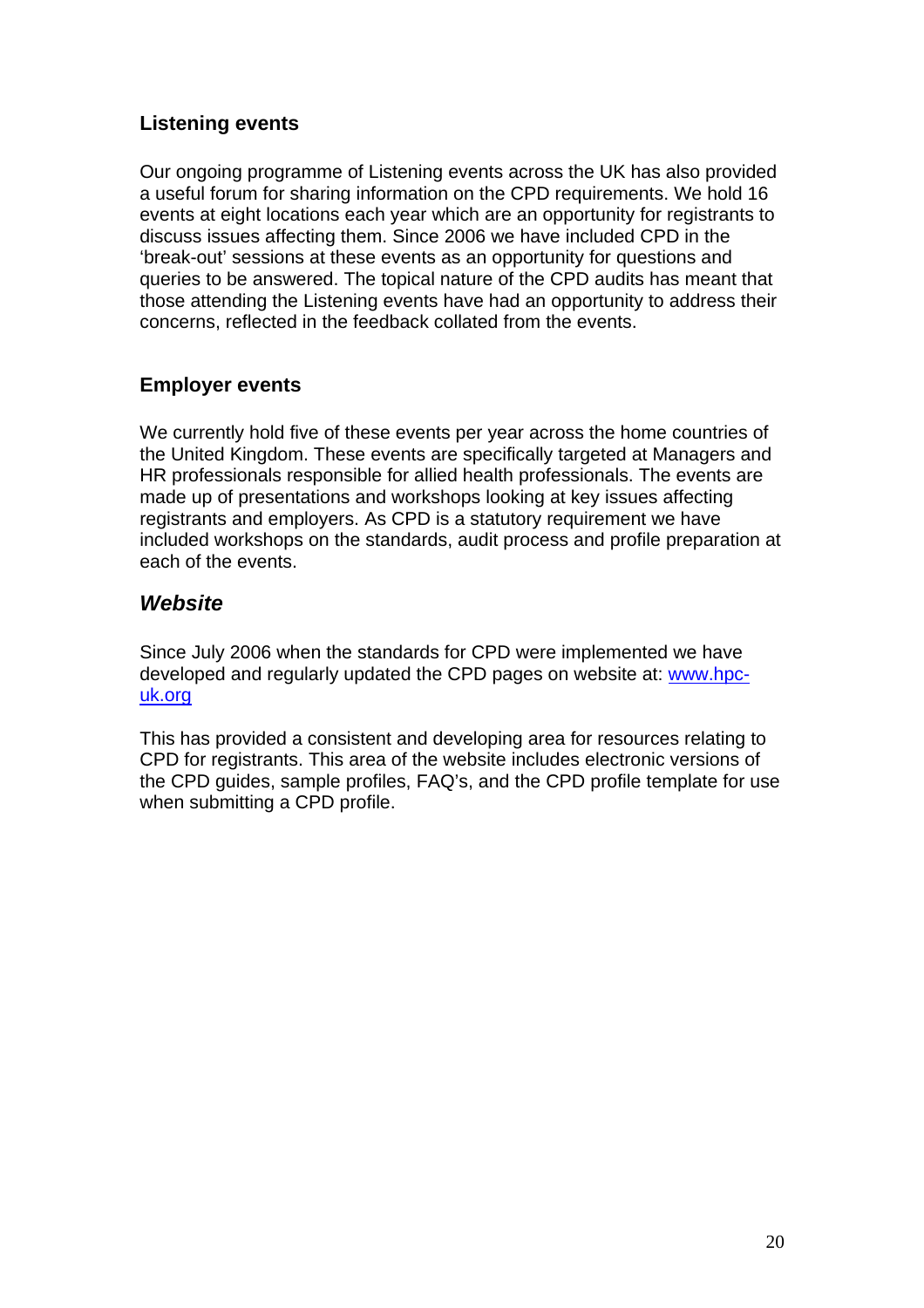### Listening events

Our ongoing programme of Listening events across the UK has also provided a useful forum for sharing information on the CPD requirements. We hold 16 events at eight locations each year which are an opportunity for registrants to discuss issues affecting them. Since 2006 we have included CPD in the 'break-out' sessions at these events as an opportunity for questions and queries to be answered. The topical nature of the CPD audits has meant that those attending the Listening events have had an opportunity to address their concerns, reflected in the feedback collated from the events.

### Employer events

We currently hold five of these events per year across the home countries of the United Kingdom. These events are specifically targeted at Managers and HR professionals responsible for allied health professionals. The events are made up of presentations and workshops looking at key issues affecting registrants and employers. As CPD is a statutory requirement we have included workshops on the standards, audit process and profile preparation at each of the events.

## *Website*

Since July 2006 when the standards for CPD were implemented we have developed and regularly updated the CPD pages on website at: [www.hpc-uk.org](http://www.hpc-uk.org)

This has provided a consistent and developing area for resources relating to CPD for registrants. This area of the website includes electronic versions of the CPD guides, sample profiles, FAQ's, and the CPD profile template for use when submitting a CPD profile.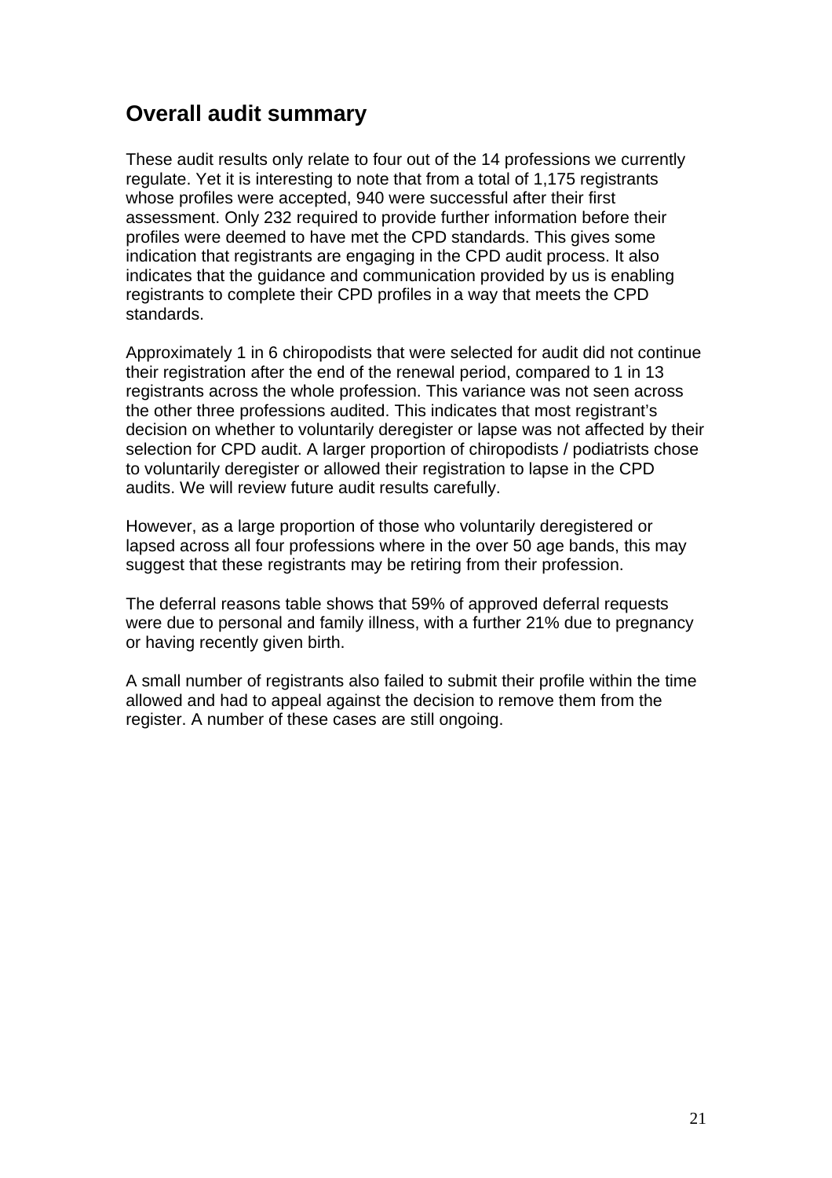## Overall audit summary

These audit results only relate to four out of the 14 professions we currently regulate. Yet it is interesting to note that from a total of 1,175 registrants whose profiles were accepted, 940 were successful after their first assessment. Only 232 required to provide further information before their profiles were deemed to have met the CPD standards. This gives some indication that registrants are engaging in the CPD audit process. It also indicates that the guidance and communication provided by us is enabling registrants to complete their CPD profiles in a way that meets the CPD standards.

Approximately 1 in 6 chiropodists that were selected for audit did not continue their registration after the end of the renewal period, compared to 1 in 13 registrants across the whole profession. This variance was not seen across the other three professions audited. This indicates that most registrant's decision on whether to voluntarily deregister or lapse was not affected by their selection for CPD audit. A larger proportion of chiropodists / podiatrists chose to voluntarily deregister or allowed their registration to lapse in the CPD audits. We will review future audit results carefully.

However, as a large proportion of those who voluntarily deregistered or lapsed across all four professions where in the over 50 age bands, this may suggest that these registrants may be retiring from their profession.

The deferral reasons table shows that 59% of approved deferral requests were due to personal and family illness, with a further 21% due to pregnancy or having recently given birth.

A small number of registrants also failed to submit their profile within the time allowed and had to appeal against the decision to remove them from the register. A number of these cases are still ongoing.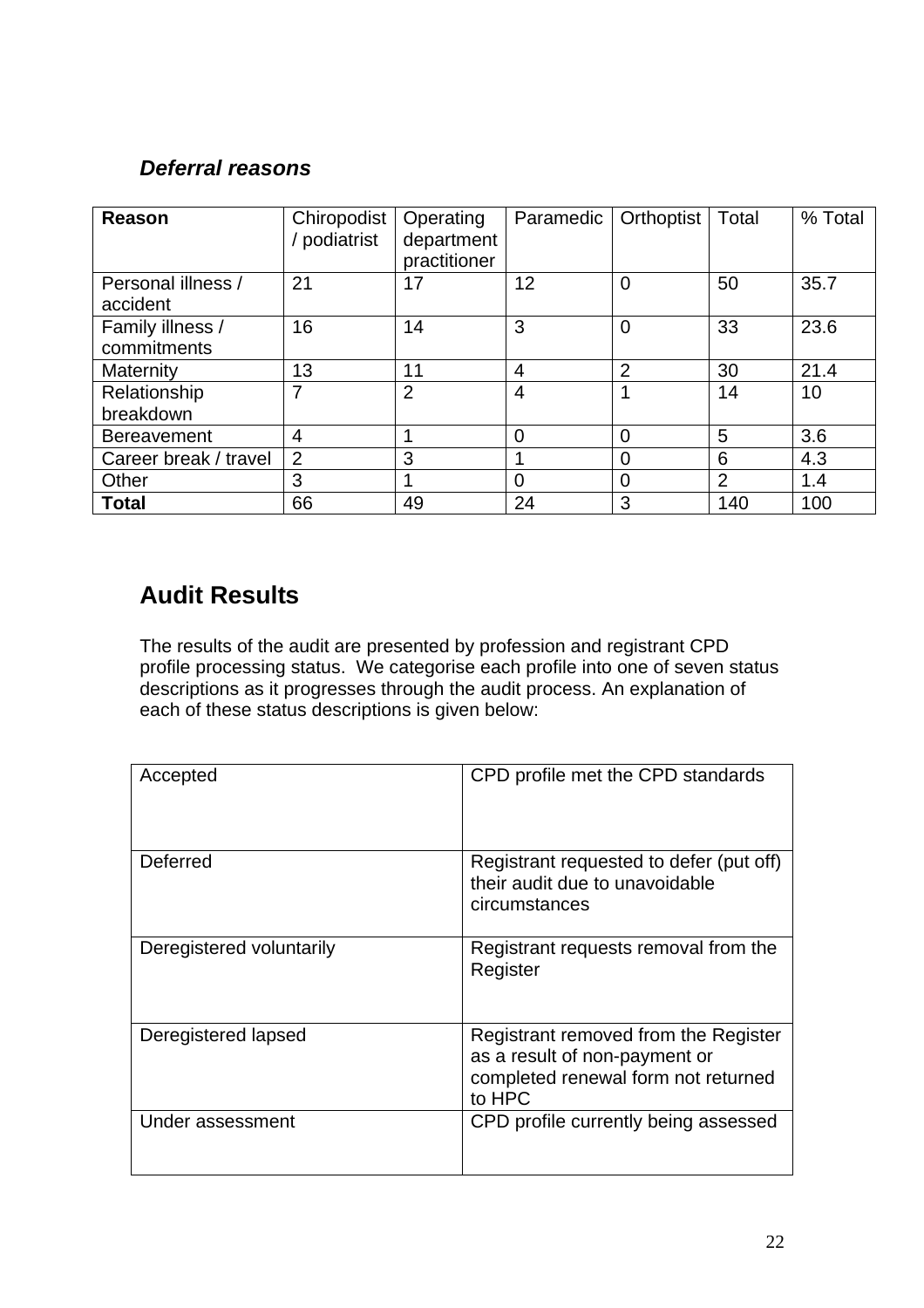### *Deferral reasons*

| **Reason** | Chiropodist / podiatrist | Operating department practitioner | Paramedic | Orthoptist | Total | % Total |
|---|---|---|---|---|---|---|
| Personal illness / accident | 21 | 17 | 12 | 0 | 50 | 35.7 |
| Family illness / commitments | 16 | 14 | 3 | 0 | 33 | 23.6 |
| Maternity | 13 | 11 | 4 | 2 | 30 | 21.4 |
| Relationship breakdown | 7 | 2 | 4 | 1 | 14 | 10 |
| Bereavement | 4 | 1 | 0 | 0 | 5 | 3.6 |
| Career break / travel | 2 | 3 | 1 | 0 | 6 | 4.3 |
| Other | 3 | 1 | 0 | 0 | 2 | 1.4 |
| **Total** | 66 | 49 | 24 | 3 | 140 | 100 |

## Audit Results

The results of the audit are presented by profession and registrant CPD profile processing status. We categorise each profile into one of seven status descriptions as it progresses through the audit process. An explanation of each of these status descriptions is given below:

| | |
|---|---|
| Accepted | CPD profile met the CPD standards |
| Deferred | Registrant requested to defer (put off) their audit due to unavoidable circumstances |
| Deregistered voluntarily | Registrant requests removal from the Register |
| Deregistered lapsed | Registrant removed from the Register as a result of non-payment or completed renewal form not returned to HPC |
| Under assessment | CPD profile currently being assessed |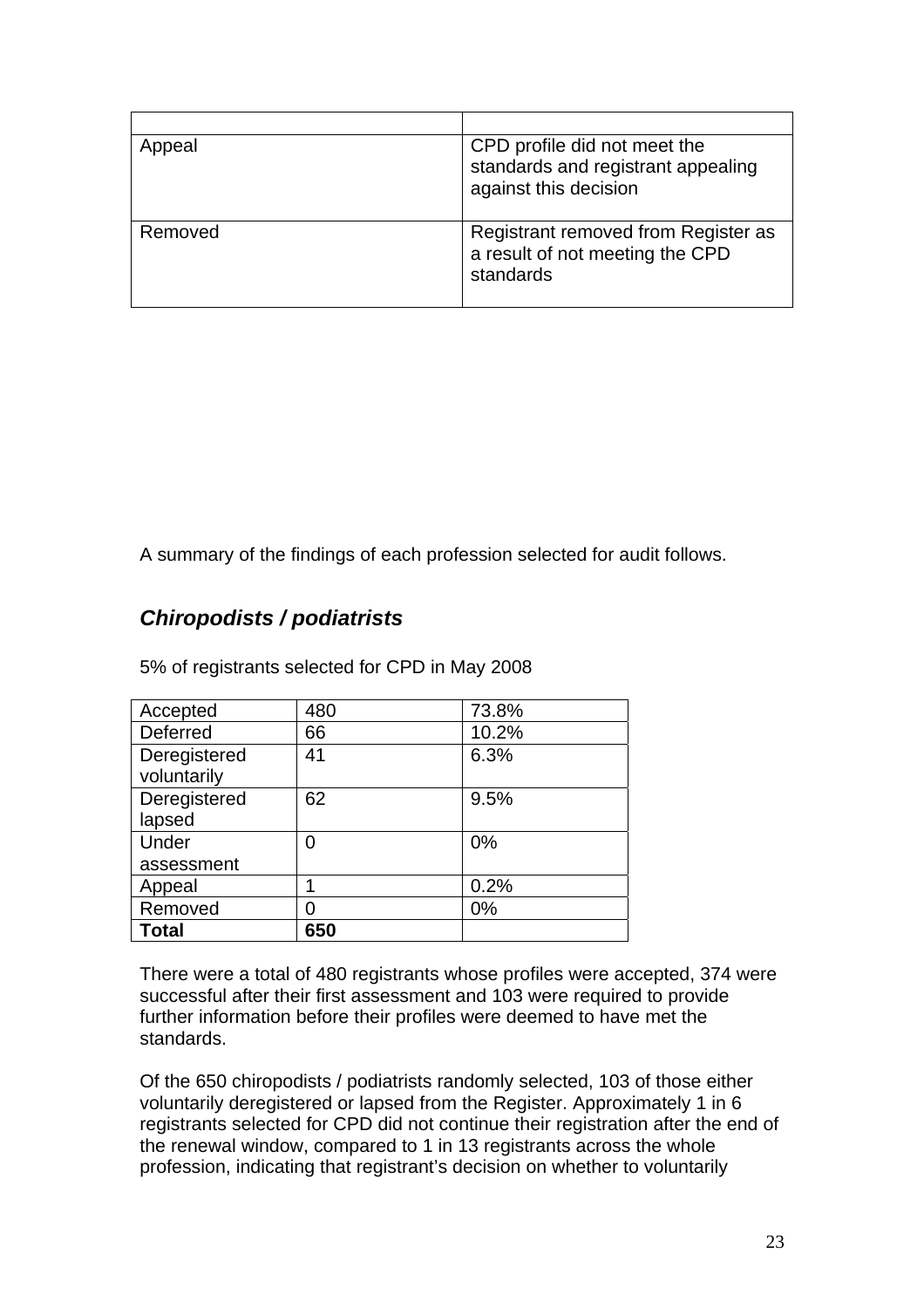| | |
|---|---|
| Appeal | CPD profile did not meet the standards and registrant appealing against this decision |
| Removed | Registrant removed from Register as a result of not meeting the CPD standards |

A summary of the findings of each profession selected for audit follows.

## *Chiropodists / podiatrists*

5% of registrants selected for CPD in May 2008

| | | |
|---|---|---|
| Accepted | 480 | 73.8% |
| Deferred | 66 | 10.2% |
| Deregistered voluntarily | 41 | 6.3% |
| Deregistered lapsed | 62 | 9.5% |
| Under assessment | 0 | 0% |
| Appeal | 1 | 0.2% |
| Removed | 0 | 0% |
| **Total** | **650** | |

There were a total of 480 registrants whose profiles were accepted, 374 were successful after their first assessment and 103 were required to provide further information before their profiles were deemed to have met the standards.

Of the 650 chiropodists / podiatrists randomly selected, 103 of those either voluntarily deregistered or lapsed from the Register. Approximately 1 in 6 registrants selected for CPD did not continue their registration after the end of the renewal window, compared to 1 in 13 registrants across the whole profession, indicating that registrant's decision on whether to voluntarily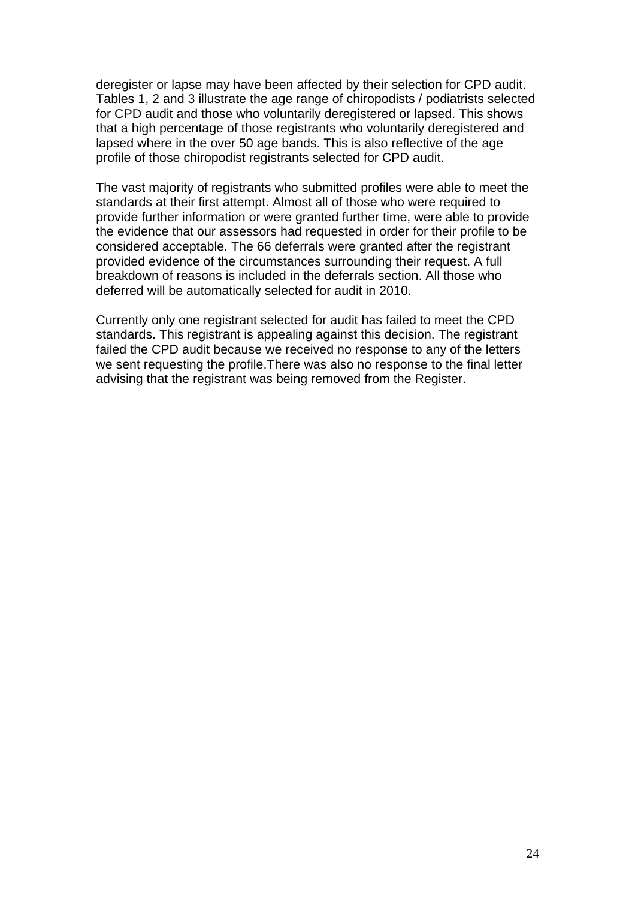deregister or lapse may have been affected by their selection for CPD audit. Tables 1, 2 and 3 illustrate the age range of chiropodists / podiatrists selected for CPD audit and those who voluntarily deregistered or lapsed. This shows that a high percentage of those registrants who voluntarily deregistered and lapsed where in the over 50 age bands. This is also reflective of the age profile of those chiropodist registrants selected for CPD audit.

The vast majority of registrants who submitted profiles were able to meet the standards at their first attempt. Almost all of those who were required to provide further information or were granted further time, were able to provide the evidence that our assessors had requested in order for their profile to be considered acceptable. The 66 deferrals were granted after the registrant provided evidence of the circumstances surrounding their request. A full breakdown of reasons is included in the deferrals section. All those who deferred will be automatically selected for audit in 2010.

Currently only one registrant selected for audit has failed to meet the CPD standards. This registrant is appealing against this decision. The registrant failed the CPD audit because we received no response to any of the letters we sent requesting the profile.There was also no response to the final letter advising that the registrant was being removed from the Register.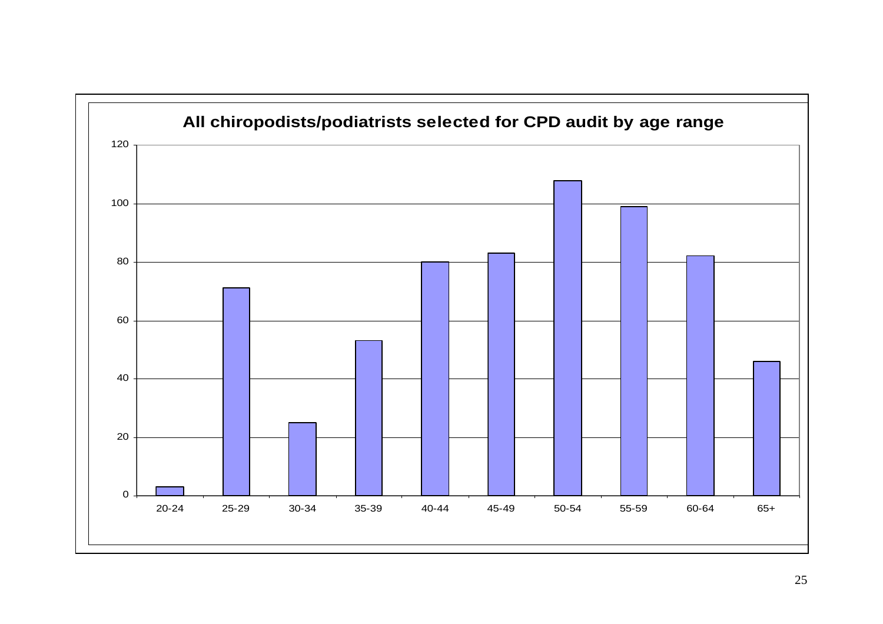**All chiropodists/podiatrists selected for CPD audit by age range**

| Age range | Count |
|---|---|
| 20-24 | 3 |
| 25-29 | 71 |
| 30-34 | 25 |
| 35-39 | 53 |
| 40-44 | 80 |
| 45-49 | 83 |
| 50-54 | 108 |
| 55-59 | 99 |
| 60-64 | 82 |
| 65+ | 46 |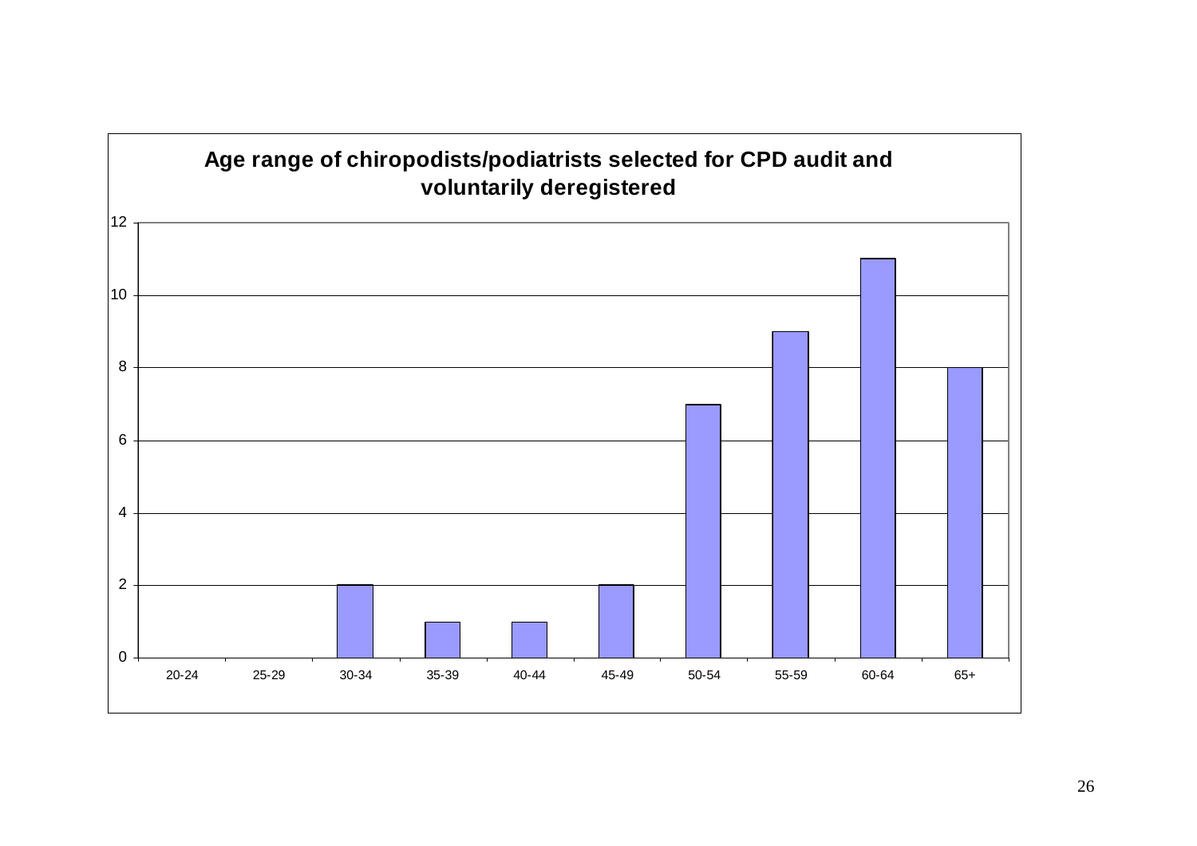**Age range of chiropodists/podiatrists selected for CPD audit and voluntarily deregistered**

| Age range | Number |
| --- | --- |
| 20-24 | 0 |
| 25-29 | 0 |
| 30-34 | 2 |
| 35-39 | 1 |
| 40-44 | 1 |
| 45-49 | 2 |
| 50-54 | 7 |
| 55-59 | 9 |
| 60-64 | 11 |
| 65+ | 8 |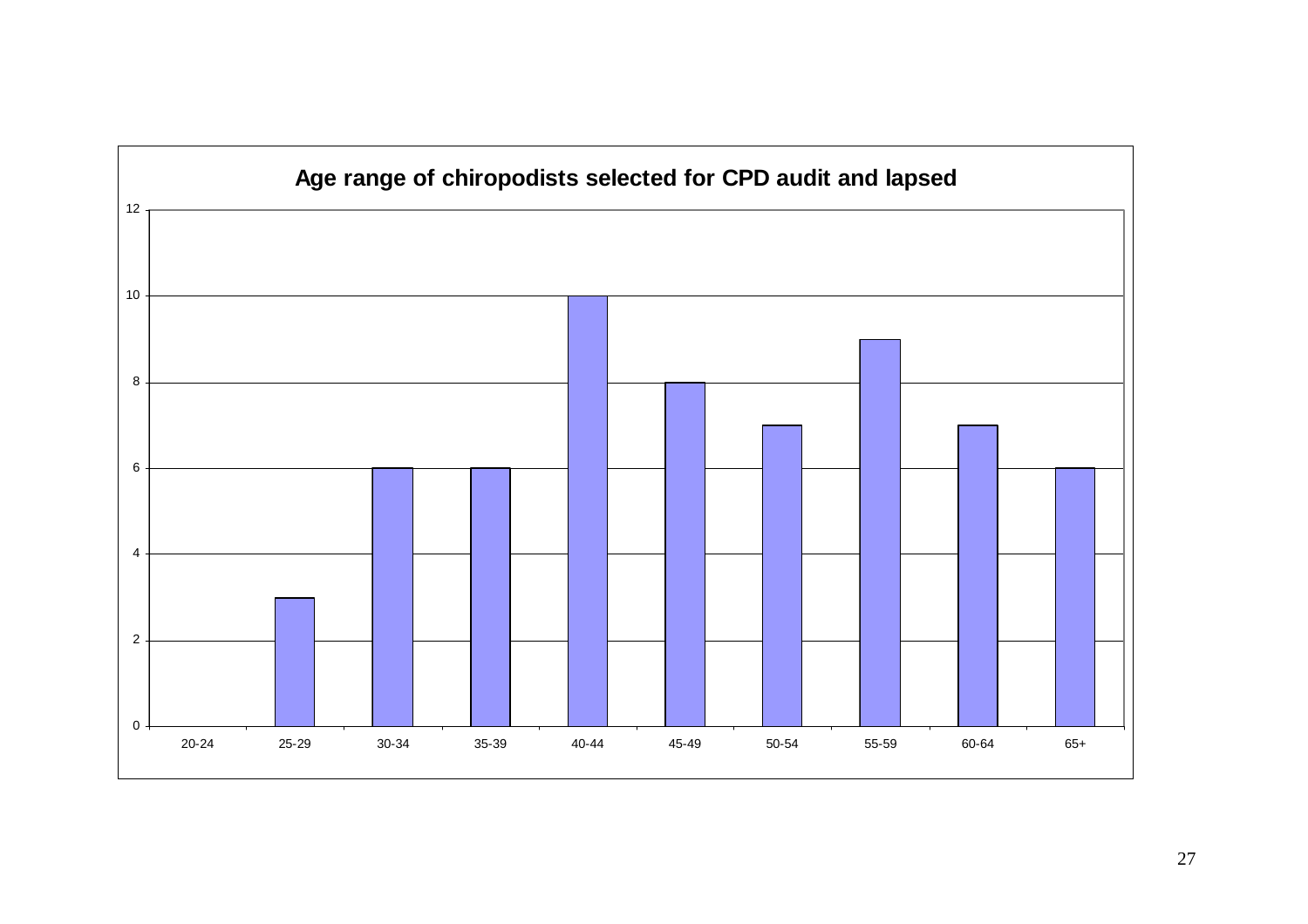**Age range of chiropodists selected for CPD audit and lapsed**

| Age range | Number |
|---|---|
| 20-24 | 0 |
| 25-29 | 3 |
| 30-34 | 6 |
| 35-39 | 6 |
| 40-44 | 10 |
| 45-49 | 8 |
| 50-54 | 7 |
| 55-59 | 9 |
| 60-64 | 7 |
| 65+ | 6 |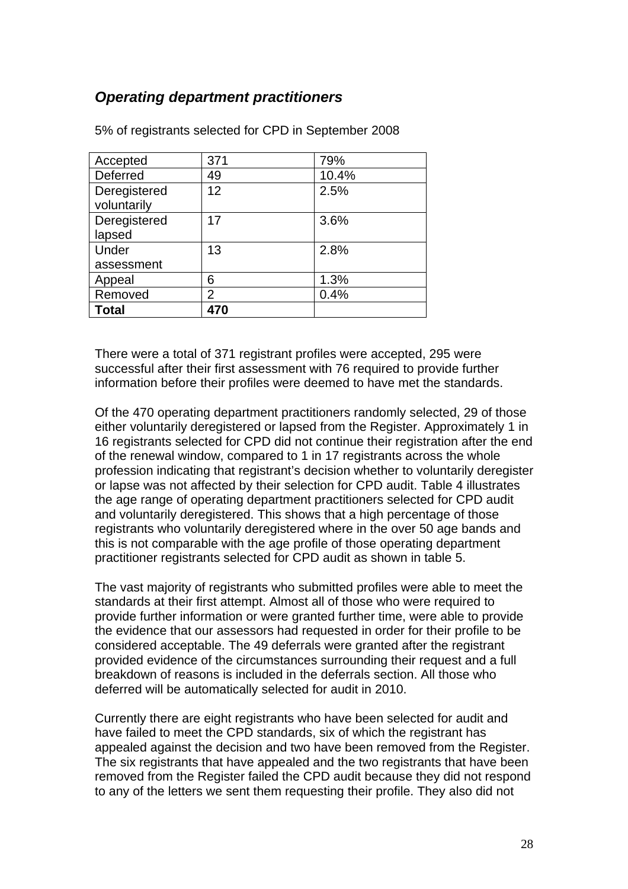## *Operating department practitioners*

5% of registrants selected for CPD in September 2008

| Accepted | 371 | 79% |
|---|---|---|
| Deferred | 49 | 10.4% |
| Deregistered voluntarily | 12 | 2.5% |
| Deregistered lapsed | 17 | 3.6% |
| Under assessment | 13 | 2.8% |
| Appeal | 6 | 1.3% |
| Removed | 2 | 0.4% |
| **Total** | **470** | |

There were a total of 371 registrant profiles were accepted, 295 were successful after their first assessment with 76 required to provide further information before their profiles were deemed to have met the standards.

Of the 470 operating department practitioners randomly selected, 29 of those either voluntarily deregistered or lapsed from the Register. Approximately 1 in 16 registrants selected for CPD did not continue their registration after the end of the renewal window, compared to 1 in 17 registrants across the whole profession indicating that registrant's decision whether to voluntarily deregister or lapse was not affected by their selection for CPD audit. Table 4 illustrates the age range of operating department practitioners selected for CPD audit and voluntarily deregistered. This shows that a high percentage of those registrants who voluntarily deregistered where in the over 50 age bands and this is not comparable with the age profile of those operating department practitioner registrants selected for CPD audit as shown in table 5.

The vast majority of registrants who submitted profiles were able to meet the standards at their first attempt. Almost all of those who were required to provide further information or were granted further time, were able to provide the evidence that our assessors had requested in order for their profile to be considered acceptable. The 49 deferrals were granted after the registrant provided evidence of the circumstances surrounding their request and a full breakdown of reasons is included in the deferrals section. All those who deferred will be automatically selected for audit in 2010.

Currently there are eight registrants who have been selected for audit and have failed to meet the CPD standards, six of which the registrant has appealed against the decision and two have been removed from the Register. The six registrants that have appealed and the two registrants that have been removed from the Register failed the CPD audit because they did not respond to any of the letters we sent them requesting their profile. They also did not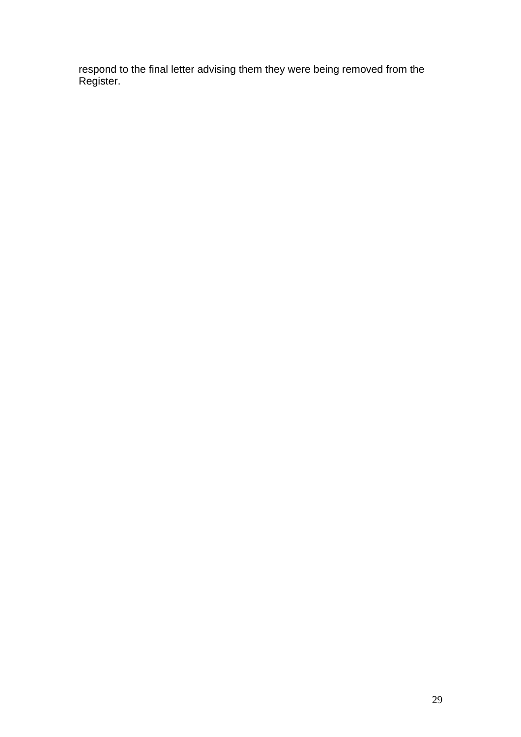respond to the final letter advising them they were being removed from the Register.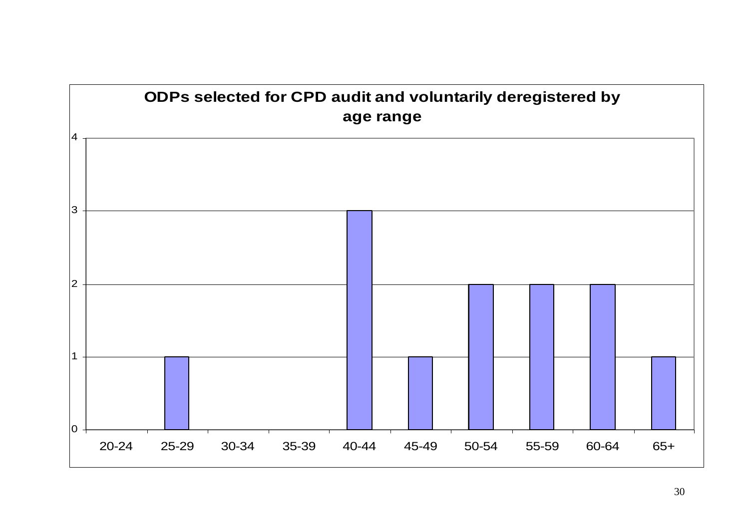**ODPs selected for CPD audit and voluntarily deregistered by age range**

| Age range | Count |
|---|---|
| 20-24 | 0 |
| 25-29 | 1 |
| 30-34 | 0 |
| 35-39 | 0 |
| 40-44 | 3 |
| 45-49 | 1 |
| 50-54 | 2 |
| 55-59 | 2 |
| 60-64 | 2 |
| 65+ | 1 |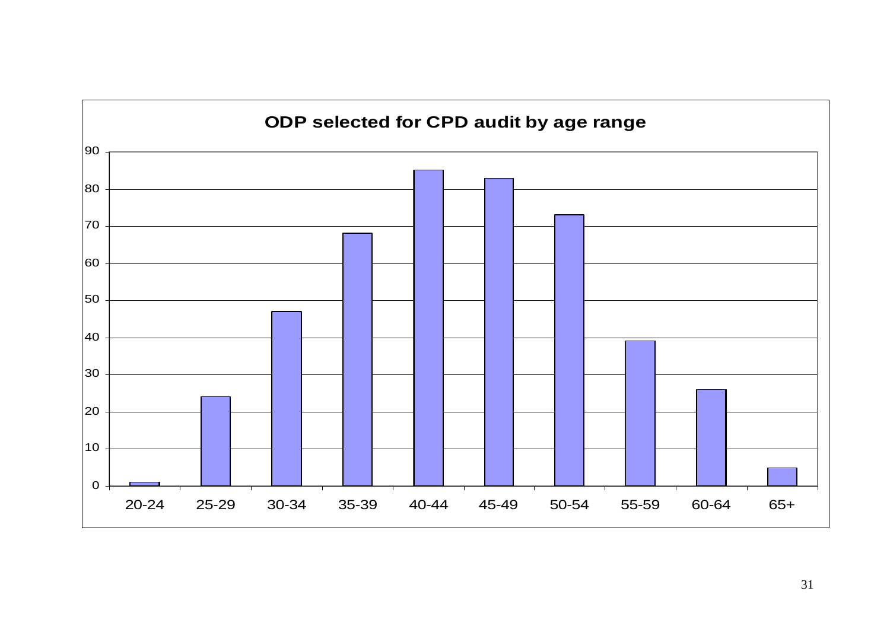**ODP selected for CPD audit by age range**

| Age range | Number |
|---|---|
| 20-24 | 1 |
| 25-29 | 24 |
| 30-34 | 47 |
| 35-39 | 68 |
| 40-44 | 85 |
| 45-49 | 83 |
| 50-54 | 73 |
| 55-59 | 39 |
| 60-64 | 26 |
| 65+ | 5 |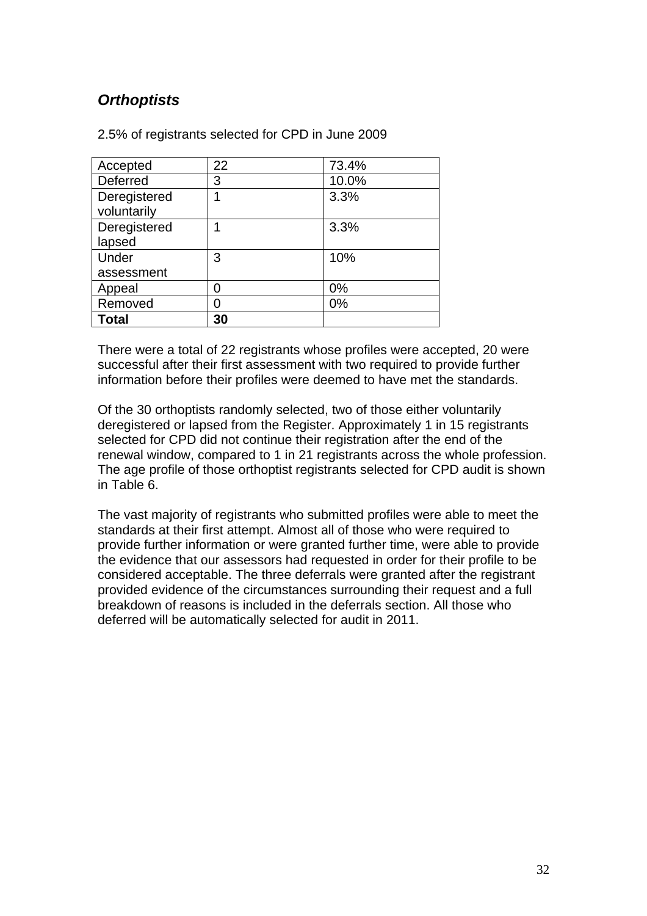## *Orthoptists*

2.5% of registrants selected for CPD in June 2009

| Accepted | 22 | 73.4% |
|---|---|---|
| Deferred | 3 | 10.0% |
| Deregistered voluntarily | 1 | 3.3% |
| Deregistered lapsed | 1 | 3.3% |
| Under assessment | 3 | 10% |
| Appeal | 0 | 0% |
| Removed | 0 | 0% |
| **Total** | **30** | |

There were a total of 22 registrants whose profiles were accepted, 20 were successful after their first assessment with two required to provide further information before their profiles were deemed to have met the standards.

Of the 30 orthoptists randomly selected, two of those either voluntarily deregistered or lapsed from the Register. Approximately 1 in 15 registrants selected for CPD did not continue their registration after the end of the renewal window, compared to 1 in 21 registrants across the whole profession. The age profile of those orthoptist registrants selected for CPD audit is shown in Table 6.

The vast majority of registrants who submitted profiles were able to meet the standards at their first attempt. Almost all of those who were required to provide further information or were granted further time, were able to provide the evidence that our assessors had requested in order for their profile to be considered acceptable. The three deferrals were granted after the registrant provided evidence of the circumstances surrounding their request and a full breakdown of reasons is included in the deferrals section. All those who deferred will be automatically selected for audit in 2011.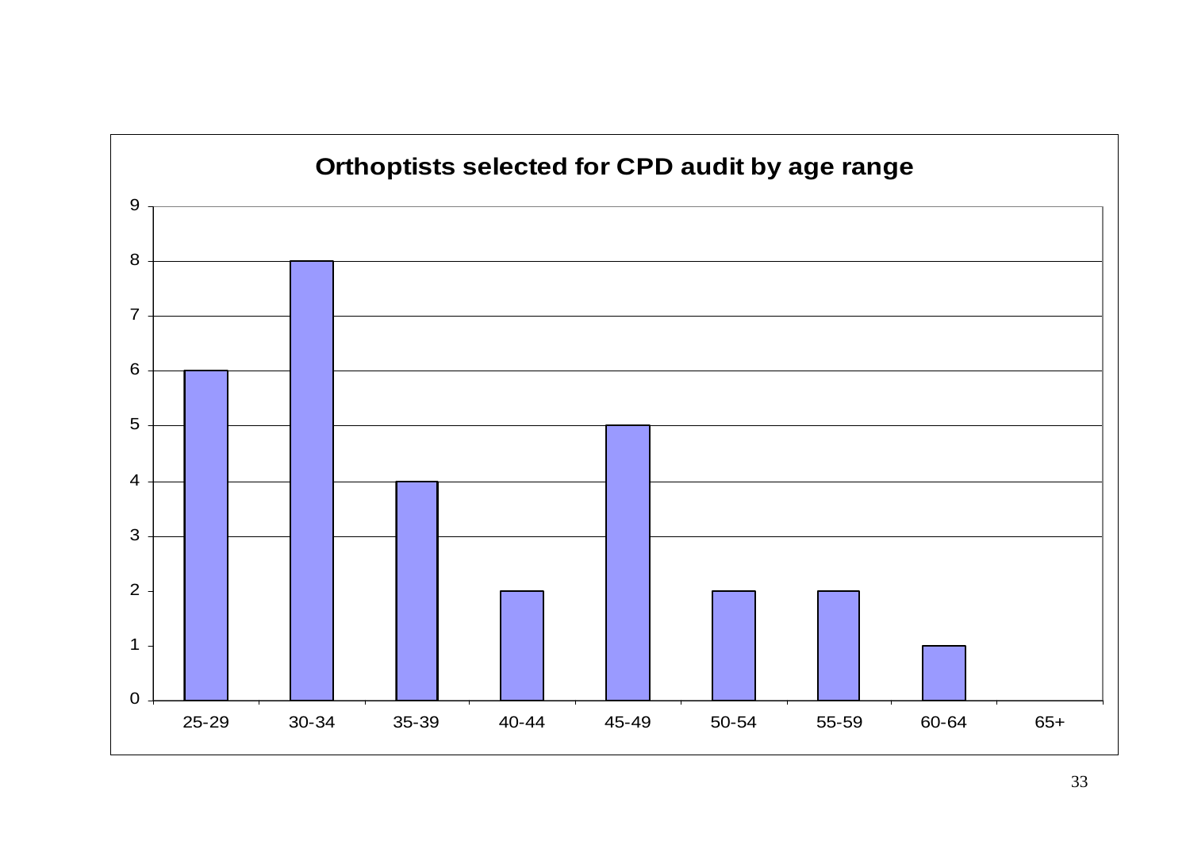**Orthoptists selected for CPD audit by age range**

| Age range | Number |
|---|---|
| 25-29 | 6 |
| 30-34 | 8 |
| 35-39 | 4 |
| 40-44 | 2 |
| 45-49 | 5 |
| 50-54 | 2 |
| 55-59 | 2 |
| 60-64 | 1 |
| 65+ | 0 |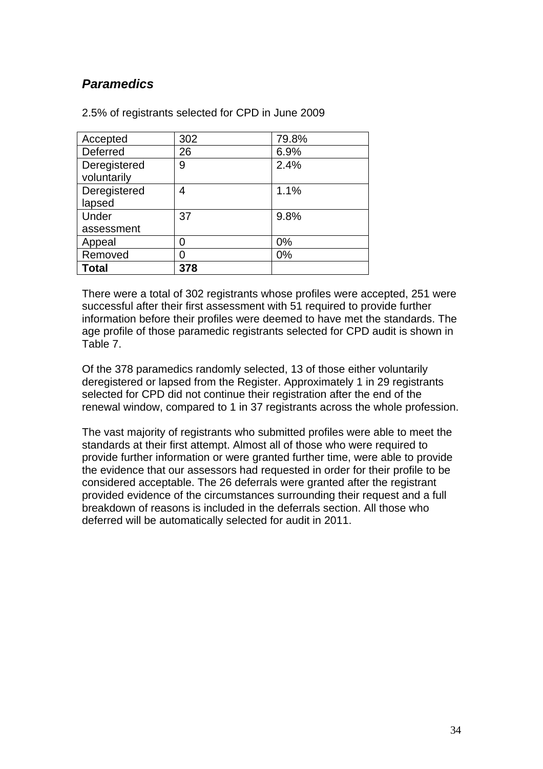### ***Paramedics***

2.5% of registrants selected for CPD in June 2009

| Accepted | 302 | 79.8% |
|---|---|---|
| Deferred | 26 | 6.9% |
| Deregistered voluntarily | 9 | 2.4% |
| Deregistered lapsed | 4 | 1.1% |
| Under assessment | 37 | 9.8% |
| Appeal | 0 | 0% |
| Removed | 0 | 0% |
| **Total** | **378** | |

There were a total of 302 registrants whose profiles were accepted, 251 were successful after their first assessment with 51 required to provide further information before their profiles were deemed to have met the standards. The age profile of those paramedic registrants selected for CPD audit is shown in Table 7.

Of the 378 paramedics randomly selected, 13 of those either voluntarily deregistered or lapsed from the Register. Approximately 1 in 29 registrants selected for CPD did not continue their registration after the end of the renewal window, compared to 1 in 37 registrants across the whole profession.

The vast majority of registrants who submitted profiles were able to meet the standards at their first attempt. Almost all of those who were required to provide further information or were granted further time, were able to provide the evidence that our assessors had requested in order for their profile to be considered acceptable. The 26 deferrals were granted after the registrant provided evidence of the circumstances surrounding their request and a full breakdown of reasons is included in the deferrals section. All those who deferred will be automatically selected for audit in 2011.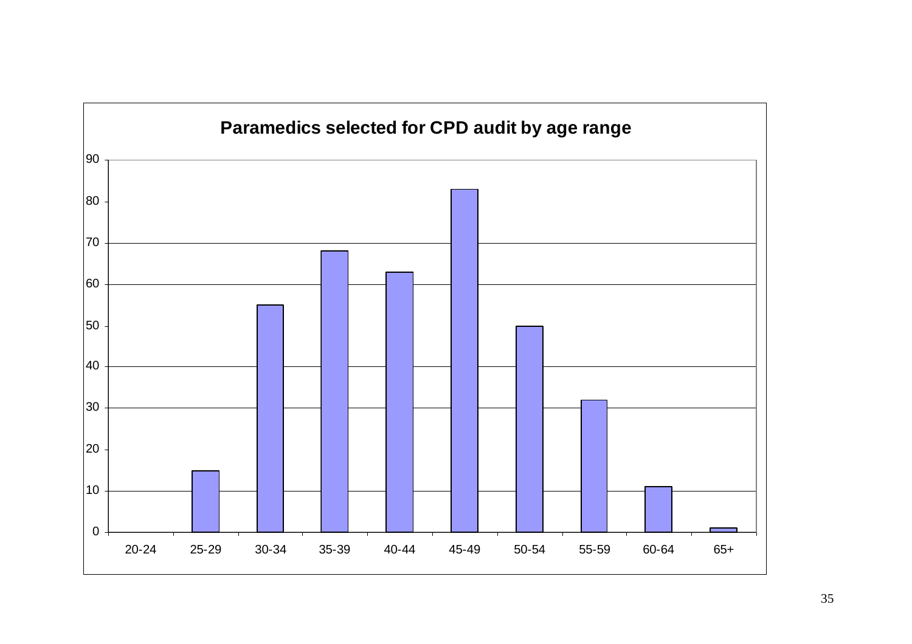**Paramedics selected for CPD audit by age range**

| Age range | Number |
|---|---|
| 20-24 | 0 |
| 25-29 | 15 |
| 30-34 | 55 |
| 35-39 | 68 |
| 40-44 | 63 |
| 45-49 | 83 |
| 50-54 | 50 |
| 55-59 | 32 |
| 60-64 | 11 |
| 65+ | 1 |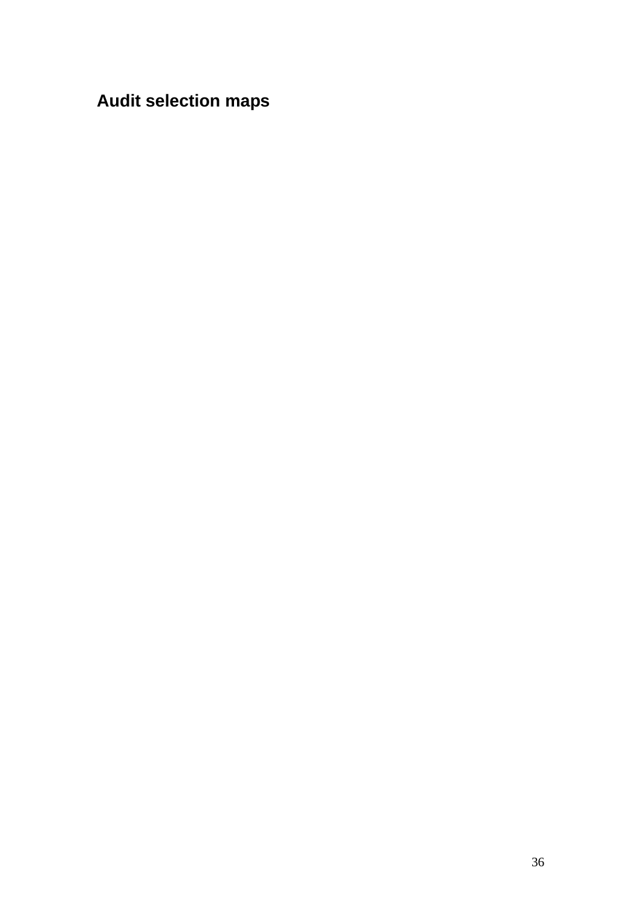## Audit selection maps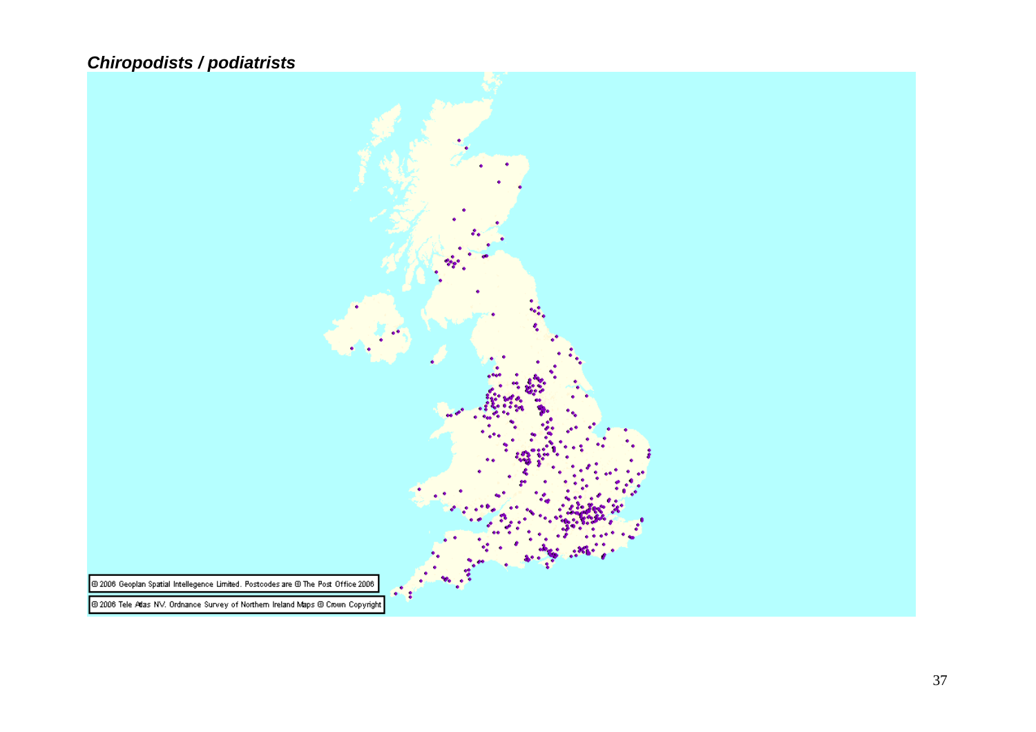***Chiropodists / podiatrists***

© 2006 Geoplan Spatial Intellegence Limited. Postcodes are © The Post Office 2006

© 2006 Tele Atlas NV. Ordnance Survey of Northern Ireland Maps © Crown Copyright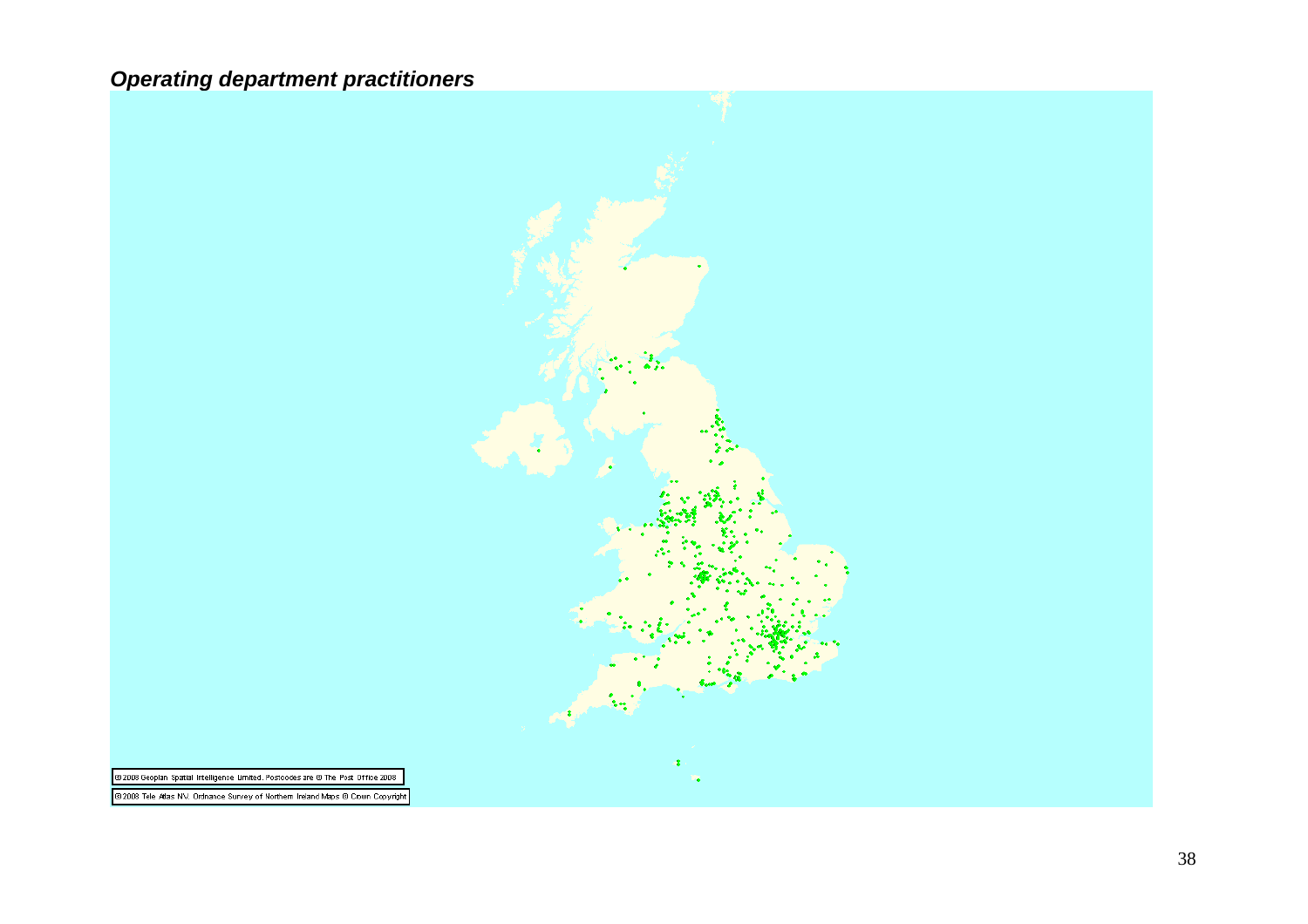***Operating department practitioners***

© 2008 Geoplan Spatial Intelligence Limited. Postcodes are © The Post Office 2008

© 2008 Tele Atlas NV. Ordnance Survey of Northern Ireland Maps © Crown Copyright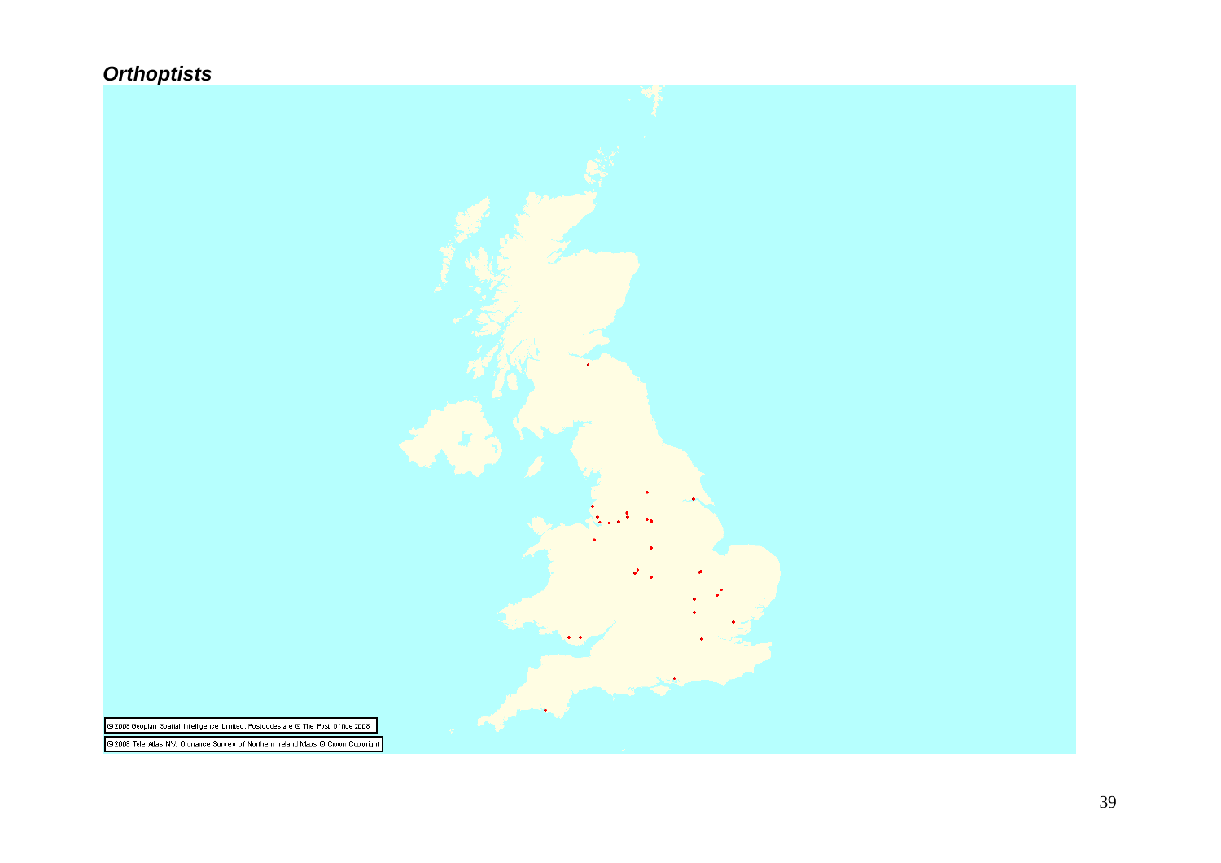***Orthoptists***

©2008 Geoplan Spatial Intelligence Limited. Postcodes are © The Post Office 2008

©2008 Tele Atlas NV. Ordnance Survey of Northern Ireland Maps © Crown Copyright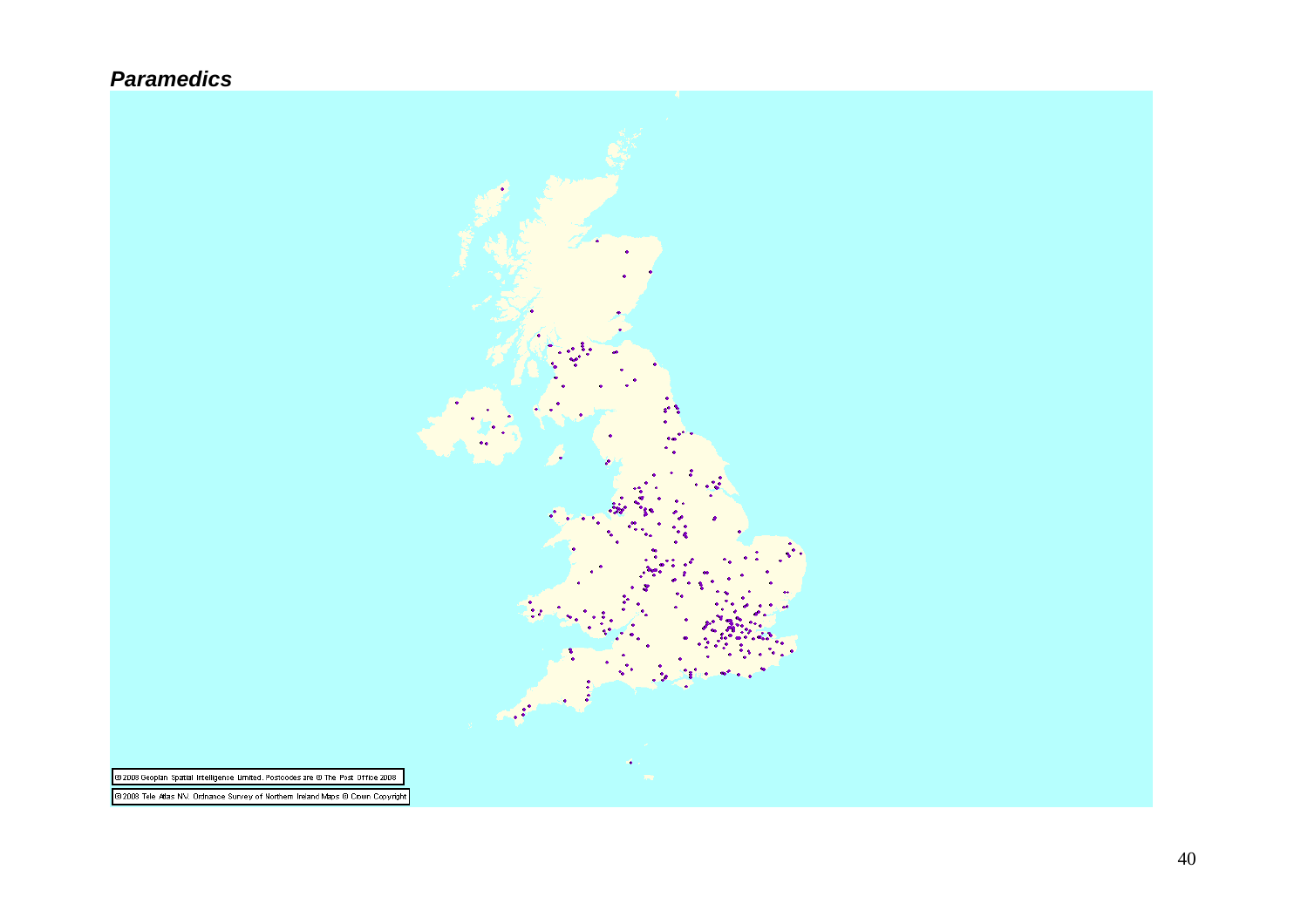***Paramedics***

© 2008 Geoplan Spatial Intelligence Limited. Postcodes are © The Post Office 2008

© 2008 Tele Atlas NV. Ordnance Survey of Northern Ireland Maps © Crown Copyright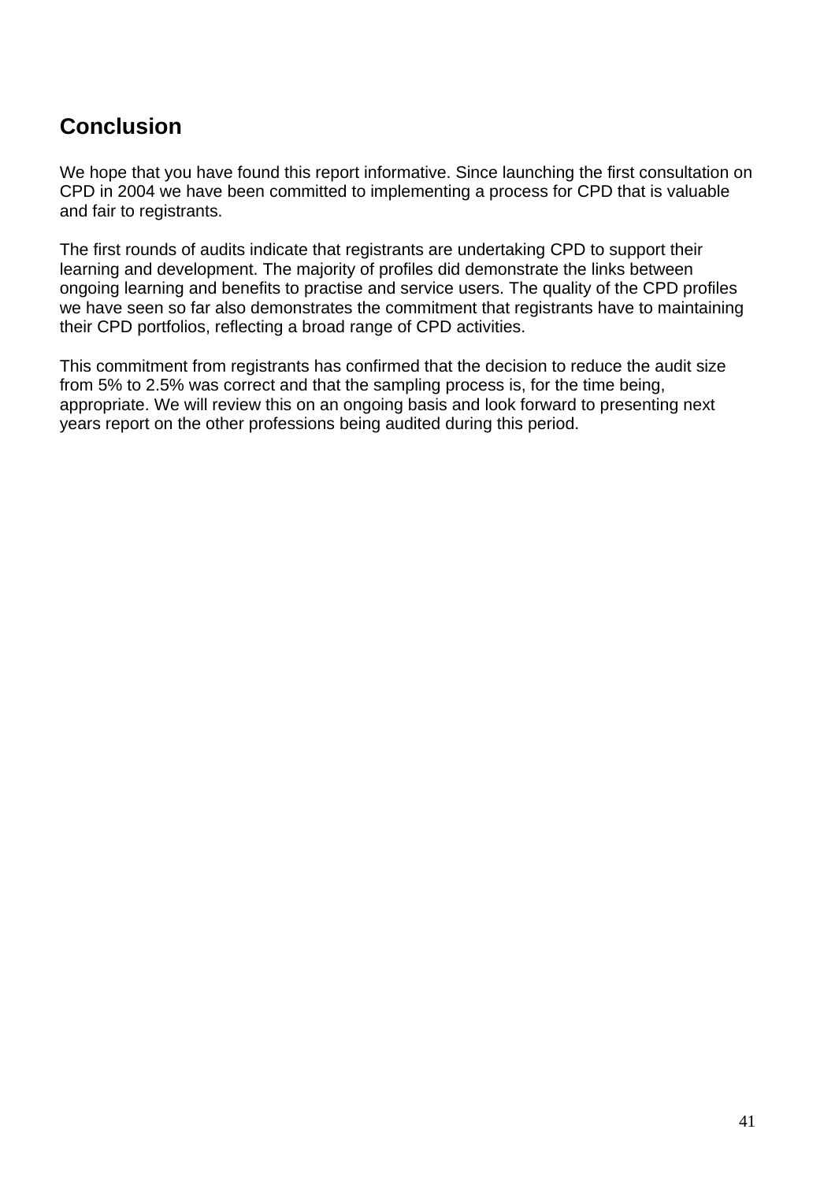## Conclusion

We hope that you have found this report informative. Since launching the first consultation on CPD in 2004 we have been committed to implementing a process for CPD that is valuable and fair to registrants.

The first rounds of audits indicate that registrants are undertaking CPD to support their learning and development. The majority of profiles did demonstrate the links between ongoing learning and benefits to practise and service users. The quality of the CPD profiles we have seen so far also demonstrates the commitment that registrants have to maintaining their CPD portfolios, reflecting a broad range of CPD activities.

This commitment from registrants has confirmed that the decision to reduce the audit size from 5% to 2.5% was correct and that the sampling process is, for the time being, appropriate. We will review this on an ongoing basis and look forward to presenting next years report on the other professions being audited during this period.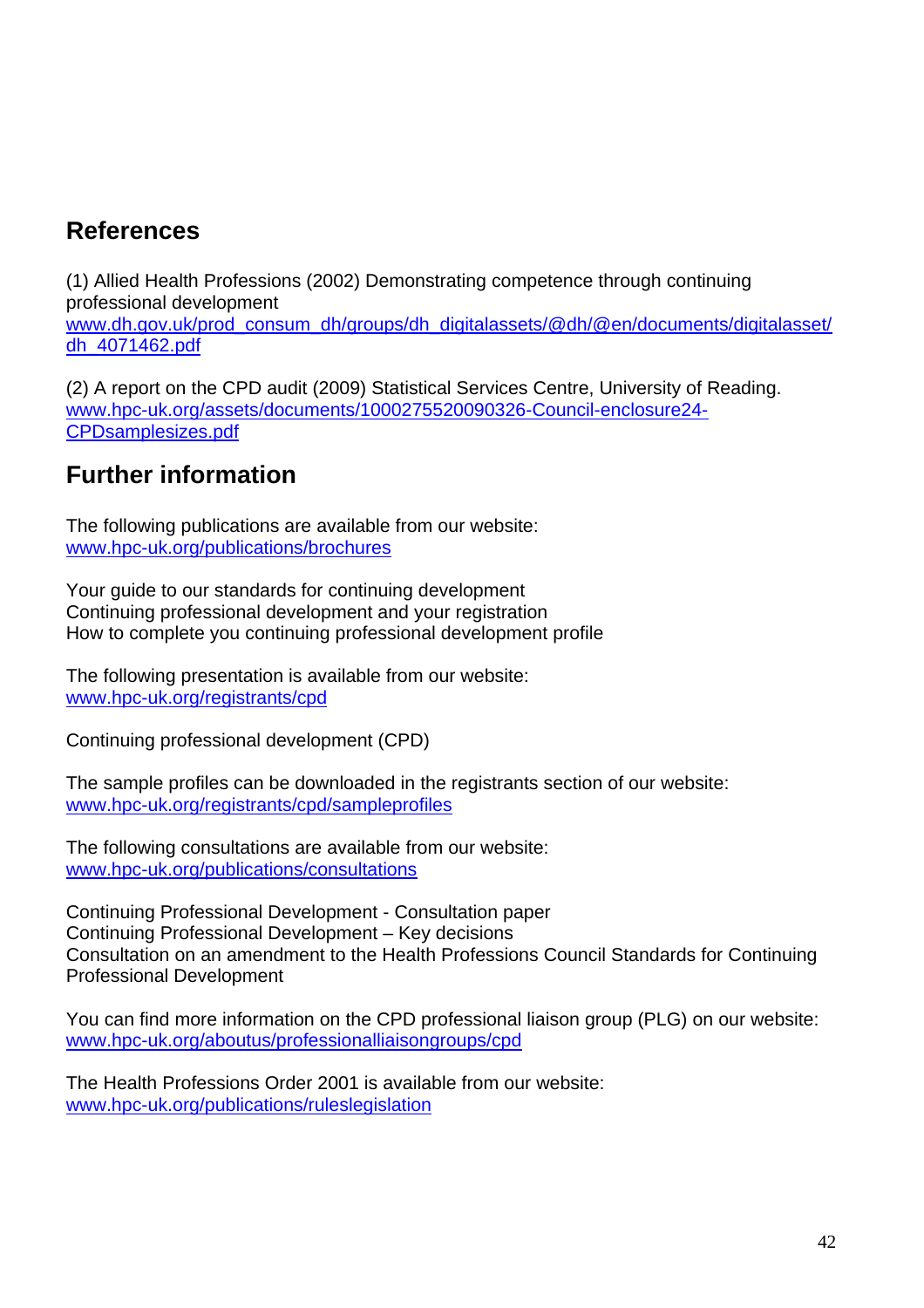## References

(1) Allied Health Professions (2002) Demonstrating competence through continuing professional development
www.dh.gov.uk/prod_consum_dh/groups/dh_digitalassets/@dh/@en/documents/digitalasset/dh_4071462.pdf

(2) A report on the CPD audit (2009) Statistical Services Centre, University of Reading.
www.hpc-uk.org/assets/documents/1000275520090326-Council-enclosure24-CPDsamplesizes.pdf

## Further information

The following publications are available from our website:
www.hpc-uk.org/publications/brochures

Your guide to our standards for continuing development
Continuing professional development and your registration
How to complete you continuing professional development profile

The following presentation is available from our website:
www.hpc-uk.org/registrants/cpd

Continuing professional development (CPD)

The sample profiles can be downloaded in the registrants section of our website:
www.hpc-uk.org/registrants/cpd/sampleprofiles

The following consultations are available from our website:
www.hpc-uk.org/publications/consultations

Continuing Professional Development - Consultation paper
Continuing Professional Development – Key decisions
Consultation on an amendment to the Health Professions Council Standards for Continuing Professional Development

You can find more information on the CPD professional liaison group (PLG) on our website:
www.hpc-uk.org/aboutus/professionalliaisongroups/cpd

The Health Professions Order 2001 is available from our website:
www.hpc-uk.org/publications/ruleslegislation